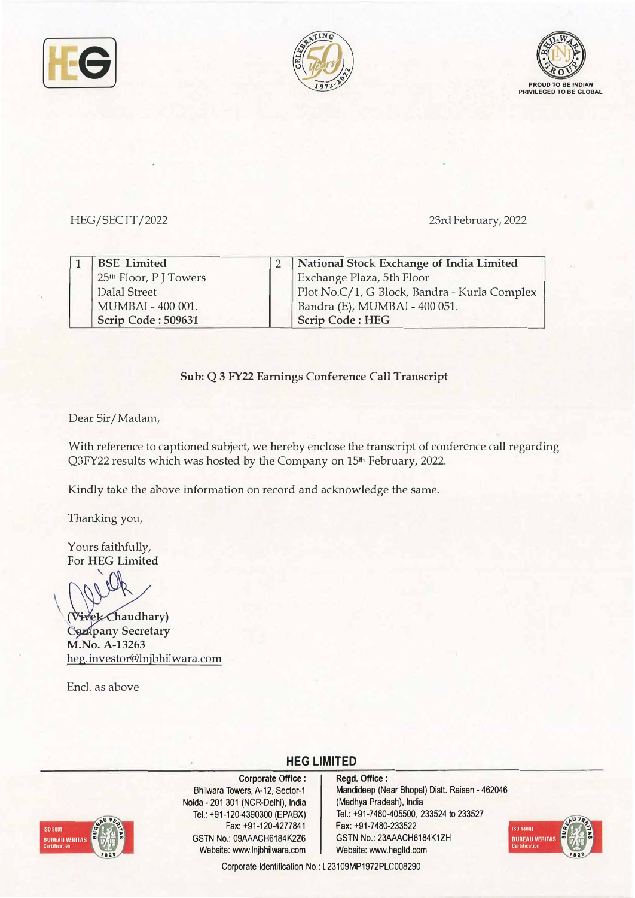HEG/SECTT/2022

23rd February, 2022

| 1 | **BSE Limited**<br>25th Floor, P J Towers<br>Dalal Street<br>MUMBAI - 400 001.<br>**Scrip Code : 509631** | 2 | **National Stock Exchange of India Limited**<br>Exchange Plaza, 5th Floor<br>Plot No.C/1, G Block, Bandra - Kurla Complex<br>Bandra (E), MUMBAI - 400 051.<br>**Scrip Code : HEG** |
|---|---|---|---|

**Sub: Q 3 FY22 Earnings Conference Call Transcript**

Dear Sir/Madam,

With reference to captioned subject, we hereby enclose the transcript of conference call regarding Q3FY22 results which was hosted by the Company on 15th February, 2022.

Kindly take the above information on record and acknowledge the same.

Thanking you,

Yours faithfully,
For **HEG Limited**

**(Vivek Chaudhary)**
**Company Secretary**
**M.No. A-13263**
heg.investor@lnjbhilwara.com

Encl. as above

**HEG LIMITED**

**Corporate Office :**
Bhilwara Towers, A-12, Sector-1
Noida - 201 301 (NCR-Delhi), India
Tel.: +91-120-4390300 (EPABX)
Fax: +91-120-4277841
GSTN No.: 09AAACH6184K2Z6
Website: www.lnjbhilwara.com

**Regd. Office :**
Mandideep (Near Bhopal) Distt. Raisen - 462046
(Madhya Pradesh), India
Tel.: +91-7480-405500, 233524 to 233527
Fax: +91-7480-233522
GSTN No.: 23AAACH6184K1ZH
Website: www.hegltd.com

Corporate Identification No.: L23109MP1972PLC008290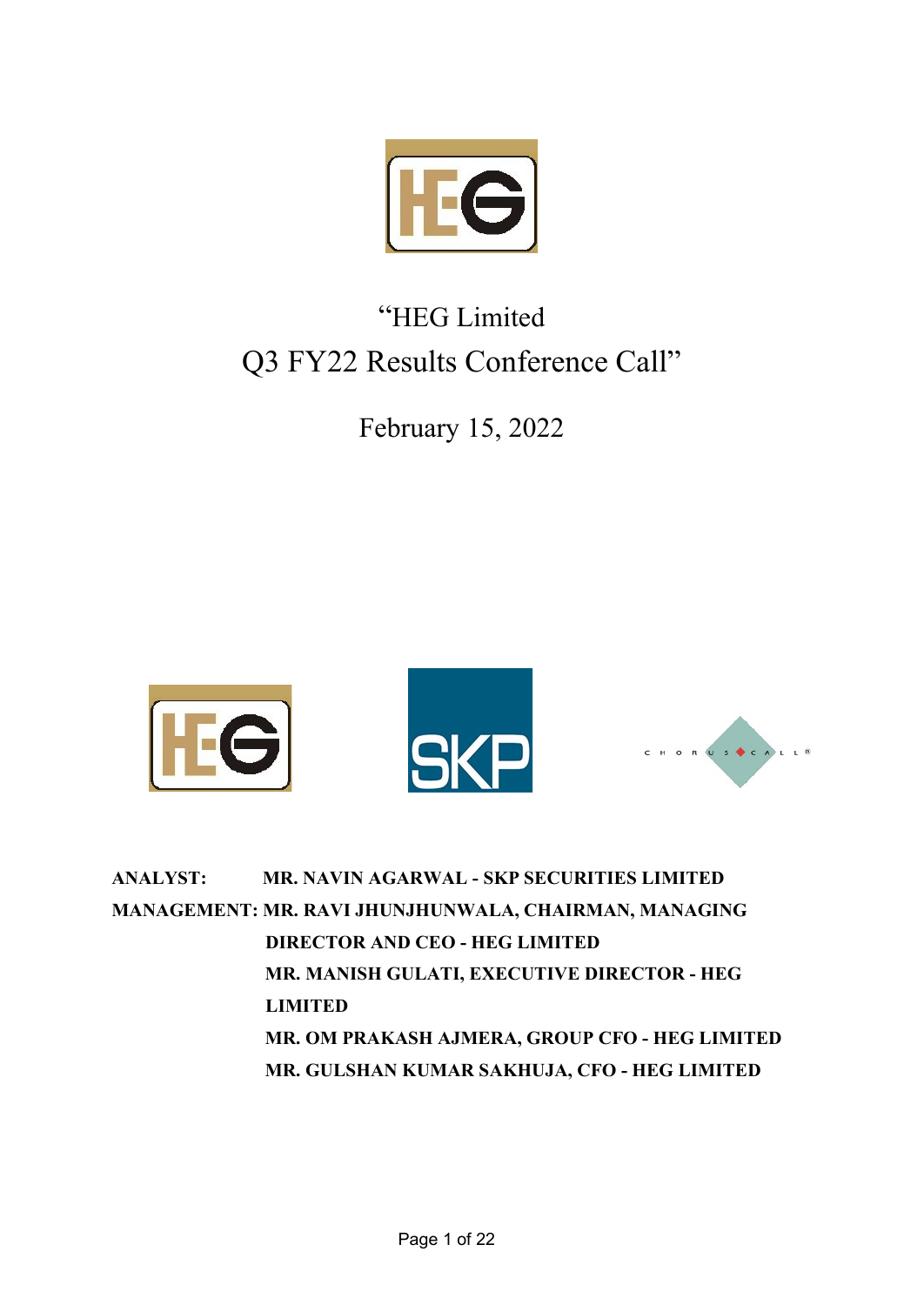# "HEG Limited
# Q3 FY22 Results Conference Call"

February 15, 2022

**ANALYST:** MR. NAVIN AGARWAL - SKP SECURITIES LIMITED

**MANAGEMENT:** MR. RAVI JHUNJHUNWALA, CHAIRMAN, MANAGING DIRECTOR AND CEO - HEG LIMITED

MR. MANISH GULATI, EXECUTIVE DIRECTOR - HEG LIMITED

MR. OM PRAKASH AJMERA, GROUP CFO - HEG LIMITED

MR. GULSHAN KUMAR SAKHUJA, CFO - HEG LIMITED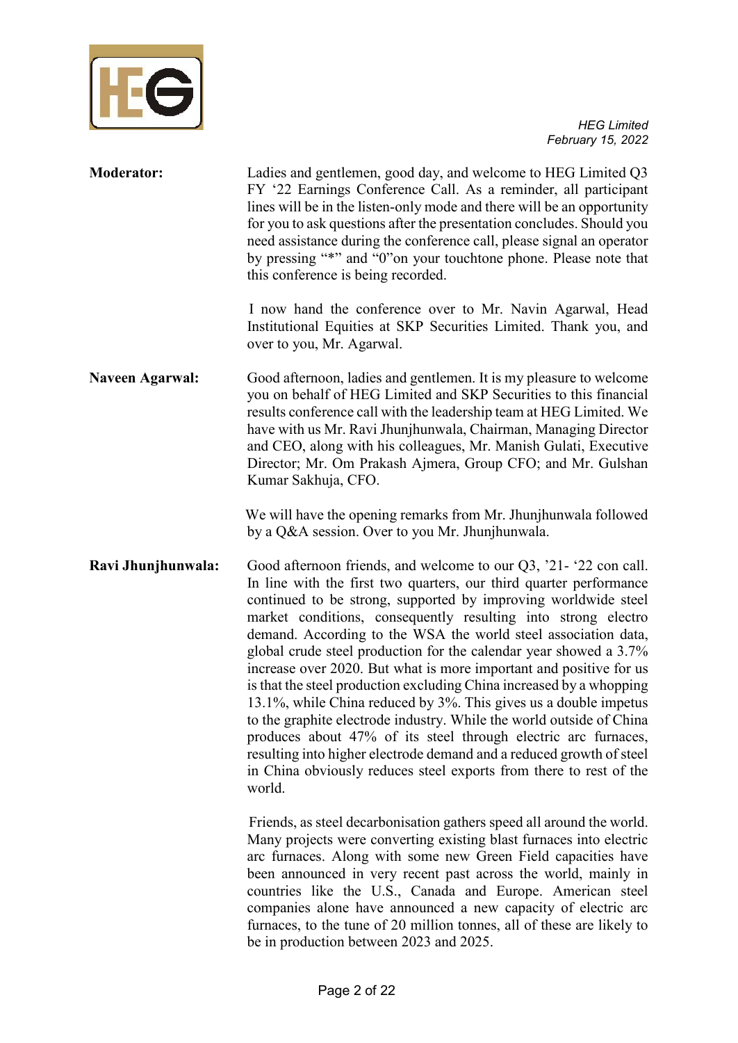**Moderator:** Ladies and gentlemen, good day, and welcome to HEG Limited Q3 FY '22 Earnings Conference Call. As a reminder, all participant lines will be in the listen-only mode and there will be an opportunity for you to ask questions after the presentation concludes. Should you need assistance during the conference call, please signal an operator by pressing "*" and "0"on your touchtone phone. Please note that this conference is being recorded.

I now hand the conference over to Mr. Navin Agarwal, Head Institutional Equities at SKP Securities Limited. Thank you, and over to you, Mr. Agarwal.

**Naveen Agarwal:** Good afternoon, ladies and gentlemen. It is my pleasure to welcome you on behalf of HEG Limited and SKP Securities to this financial results conference call with the leadership team at HEG Limited. We have with us Mr. Ravi Jhunjhunwala, Chairman, Managing Director and CEO, along with his colleagues, Mr. Manish Gulati, Executive Director; Mr. Om Prakash Ajmera, Group CFO; and Mr. Gulshan Kumar Sakhuja, CFO.

We will have the opening remarks from Mr. Jhunjhunwala followed by a Q&A session. Over to you Mr. Jhunjhunwala.

**Ravi Jhunjhunwala:** Good afternoon friends, and welcome to our Q3, '21- '22 con call. In line with the first two quarters, our third quarter performance continued to be strong, supported by improving worldwide steel market conditions, consequently resulting into strong electro demand. According to the WSA the world steel association data, global crude steel production for the calendar year showed a 3.7% increase over 2020. But what is more important and positive for us is that the steel production excluding China increased by a whopping 13.1%, while China reduced by 3%. This gives us a double impetus to the graphite electrode industry. While the world outside of China produces about 47% of its steel through electric arc furnaces, resulting into higher electrode demand and a reduced growth of steel in China obviously reduces steel exports from there to rest of the world.

Friends, as steel decarbonisation gathers speed all around the world. Many projects were converting existing blast furnaces into electric arc furnaces. Along with some new Green Field capacities have been announced in very recent past across the world, mainly in countries like the U.S., Canada and Europe. American steel companies alone have announced a new capacity of electric arc furnaces, to the tune of 20 million tonnes, all of these are likely to be in production between 2023 and 2025.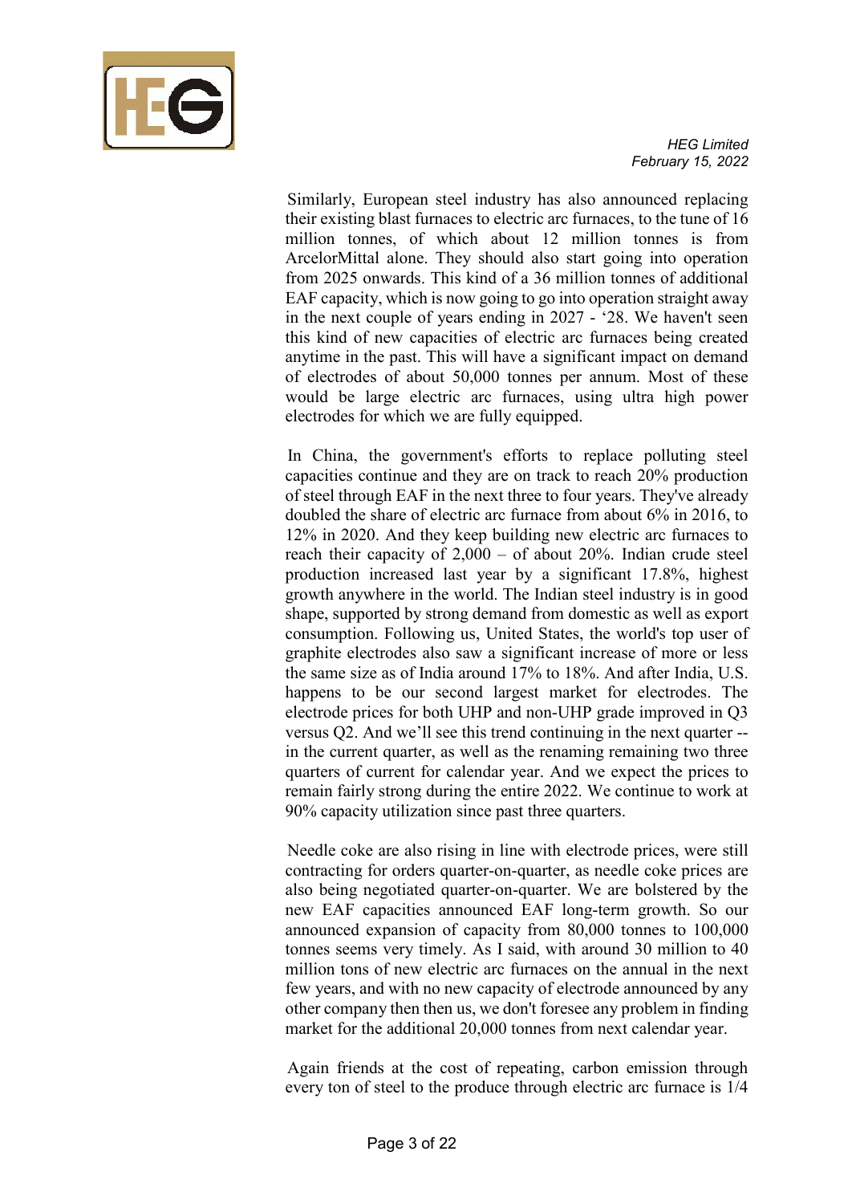Similarly, European steel industry has also announced replacing their existing blast furnaces to electric arc furnaces, to the tune of 16 million tonnes, of which about 12 million tonnes is from ArcelorMittal alone. They should also start going into operation from 2025 onwards. This kind of a 36 million tonnes of additional EAF capacity, which is now going to go into operation straight away in the next couple of years ending in 2027 - '28. We haven't seen this kind of new capacities of electric arc furnaces being created anytime in the past. This will have a significant impact on demand of electrodes of about 50,000 tonnes per annum. Most of these would be large electric arc furnaces, using ultra high power electrodes for which we are fully equipped.

In China, the government's efforts to replace polluting steel capacities continue and they are on track to reach 20% production of steel through EAF in the next three to four years. They've already doubled the share of electric arc furnace from about 6% in 2016, to 12% in 2020. And they keep building new electric arc furnaces to reach their capacity of 2,000 – of about 20%. Indian crude steel production increased last year by a significant 17.8%, highest growth anywhere in the world. The Indian steel industry is in good shape, supported by strong demand from domestic as well as export consumption. Following us, United States, the world's top user of graphite electrodes also saw a significant increase of more or less the same size as of India around 17% to 18%. And after India, U.S. happens to be our second largest market for electrodes. The electrode prices for both UHP and non-UHP grade improved in Q3 versus Q2. And we'll see this trend continuing in the next quarter -- in the current quarter, as well as the renaming remaining two three quarters of current for calendar year. And we expect the prices to remain fairly strong during the entire 2022. We continue to work at 90% capacity utilization since past three quarters.

Needle coke are also rising in line with electrode prices, were still contracting for orders quarter-on-quarter, as needle coke prices are also being negotiated quarter-on-quarter. We are bolstered by the new EAF capacities announced EAF long-term growth. So our announced expansion of capacity from 80,000 tonnes to 100,000 tonnes seems very timely. As I said, with around 30 million to 40 million tons of new electric arc furnaces on the annual in the next few years, and with no new capacity of electrode announced by any other company then then us, we don't foresee any problem in finding market for the additional 20,000 tonnes from next calendar year.

Again friends at the cost of repeating, carbon emission through every ton of steel to the produce through electric arc furnace is 1/4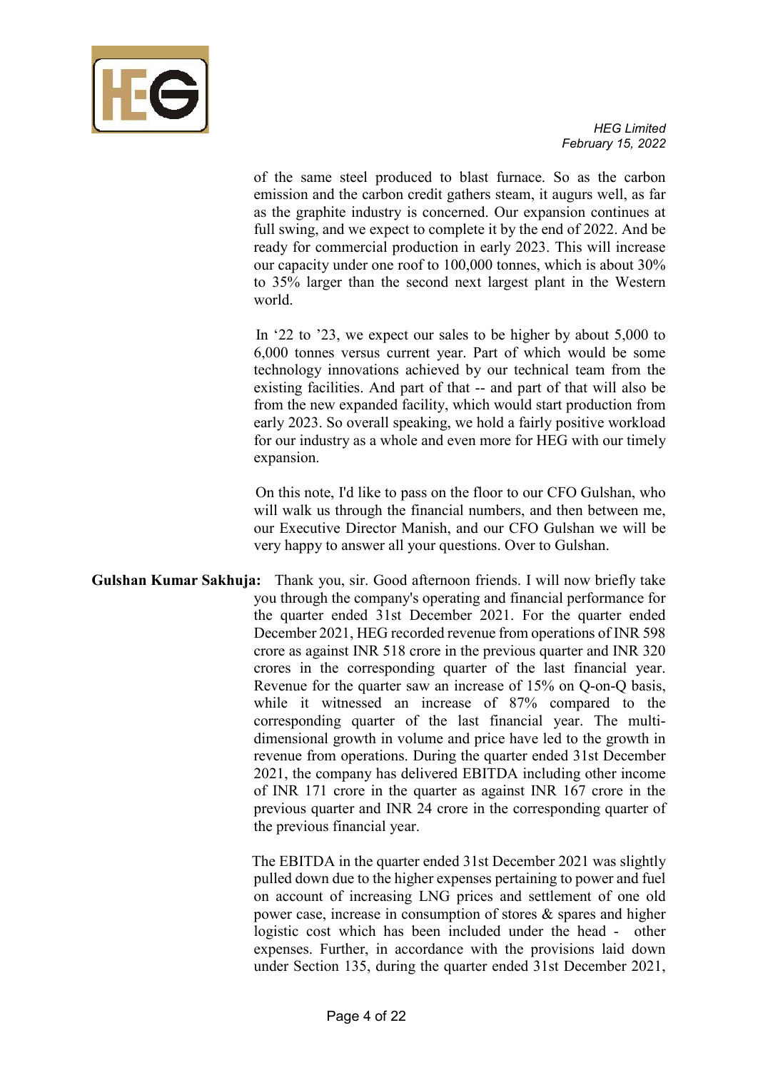of the same steel produced to blast furnace. So as the carbon emission and the carbon credit gathers steam, it augurs well, as far as the graphite industry is concerned. Our expansion continues at full swing, and we expect to complete it by the end of 2022. And be ready for commercial production in early 2023. This will increase our capacity under one roof to 100,000 tonnes, which is about 30% to 35% larger than the second next largest plant in the Western world.

In '22 to '23, we expect our sales to be higher by about 5,000 to 6,000 tonnes versus current year. Part of which would be some technology innovations achieved by our technical team from the existing facilities. And part of that -- and part of that will also be from the new expanded facility, which would start production from early 2023. So overall speaking, we hold a fairly positive workload for our industry as a whole and even more for HEG with our timely expansion.

On this note, I'd like to pass on the floor to our CFO Gulshan, who will walk us through the financial numbers, and then between me, our Executive Director Manish, and our CFO Gulshan we will be very happy to answer all your questions. Over to Gulshan.

**Gulshan Kumar Sakhuja:** Thank you, sir. Good afternoon friends. I will now briefly take you through the company's operating and financial performance for the quarter ended 31st December 2021. For the quarter ended December 2021, HEG recorded revenue from operations of INR 598 crore as against INR 518 crore in the previous quarter and INR 320 crores in the corresponding quarter of the last financial year. Revenue for the quarter saw an increase of 15% on Q-on-Q basis, while it witnessed an increase of 87% compared to the corresponding quarter of the last financial year. The multi-dimensional growth in volume and price have led to the growth in revenue from operations. During the quarter ended 31st December 2021, the company has delivered EBITDA including other income of INR 171 crore in the quarter as against INR 167 crore in the previous quarter and INR 24 crore in the corresponding quarter of the previous financial year.

The EBITDA in the quarter ended 31st December 2021 was slightly pulled down due to the higher expenses pertaining to power and fuel on account of increasing LNG prices and settlement of one old power case, increase in consumption of stores & spares and higher logistic cost which has been included under the head - other expenses. Further, in accordance with the provisions laid down under Section 135, during the quarter ended 31st December 2021,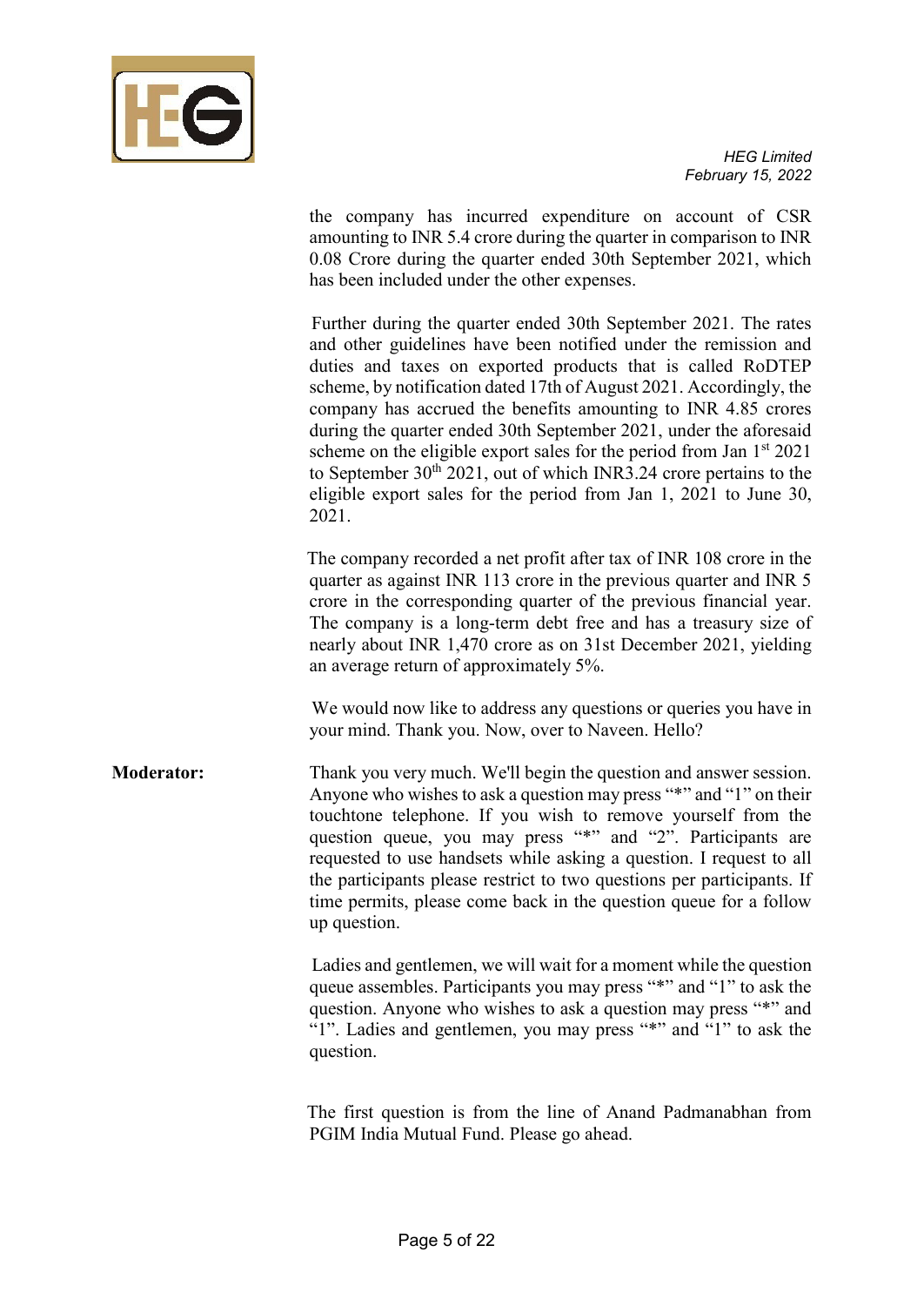the company has incurred expenditure on account of CSR amounting to INR 5.4 crore during the quarter in comparison to INR 0.08 Crore during the quarter ended 30th September 2021, which has been included under the other expenses.

Further during the quarter ended 30th September 2021. The rates and other guidelines have been notified under the remission and duties and taxes on exported products that is called RoDTEP scheme, by notification dated 17th of August 2021. Accordingly, the company has accrued the benefits amounting to INR 4.85 crores during the quarter ended 30th September 2021, under the aforesaid scheme on the eligible export sales for the period from Jan 1st 2021 to September 30th 2021, out of which INR3.24 crore pertains to the eligible export sales for the period from Jan 1, 2021 to June 30, 2021.

The company recorded a net profit after tax of INR 108 crore in the quarter as against INR 113 crore in the previous quarter and INR 5 crore in the corresponding quarter of the previous financial year. The company is a long-term debt free and has a treasury size of nearly about INR 1,470 crore as on 31st December 2021, yielding an average return of approximately 5%.

We would now like to address any questions or queries you have in your mind. Thank you. Now, over to Naveen. Hello?

**Moderator:** Thank you very much. We'll begin the question and answer session. Anyone who wishes to ask a question may press "*" and "1" on their touchtone telephone. If you wish to remove yourself from the question queue, you may press "*" and "2". Participants are requested to use handsets while asking a question. I request to all the participants please restrict to two questions per participants. If time permits, please come back in the question queue for a follow up question.

Ladies and gentlemen, we will wait for a moment while the question queue assembles. Participants you may press "*" and "1" to ask the question. Anyone who wishes to ask a question may press "*" and "1". Ladies and gentlemen, you may press "*" and "1" to ask the question.

The first question is from the line of Anand Padmanabhan from PGIM India Mutual Fund. Please go ahead.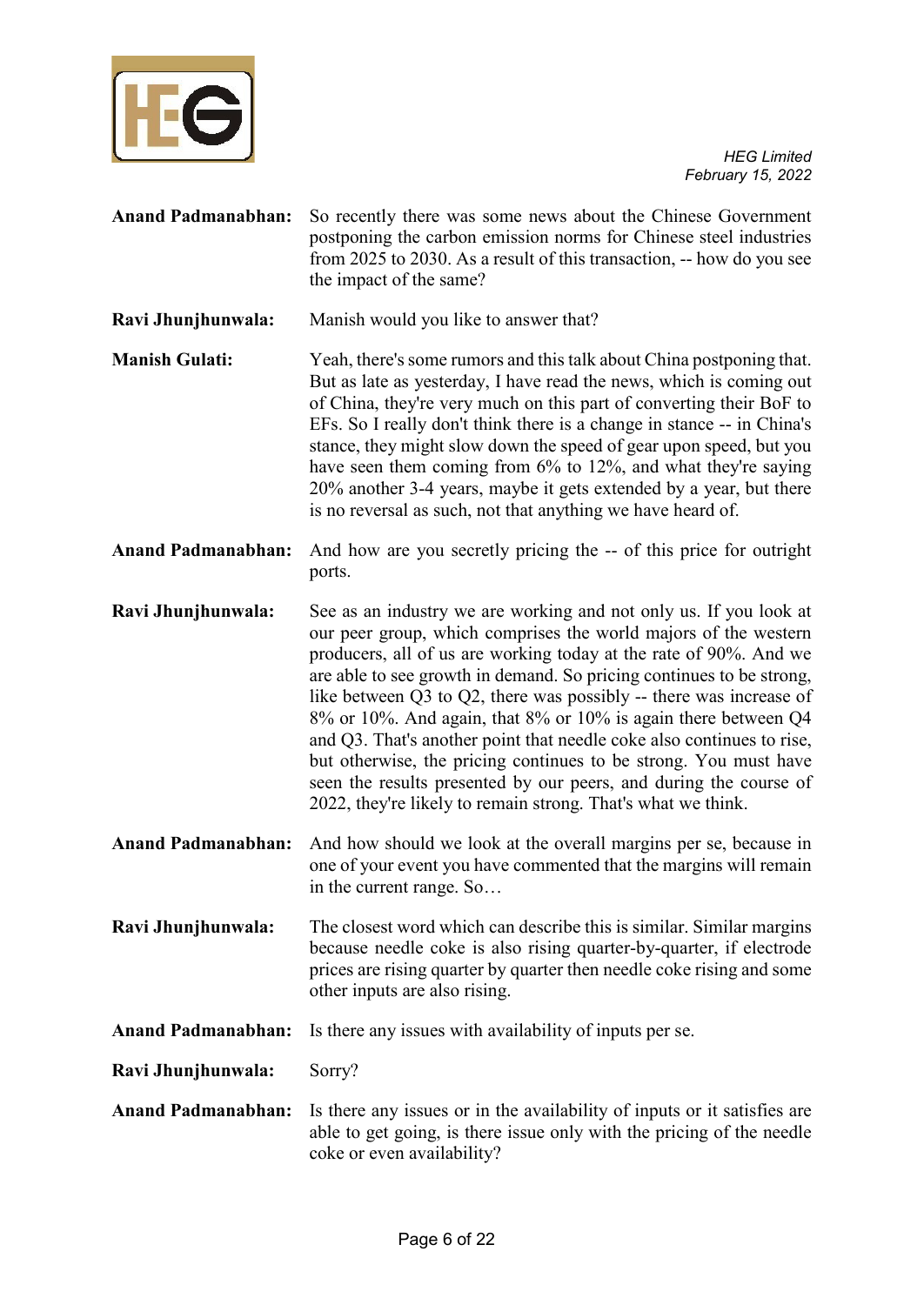**Anand Padmanabhan:** So recently there was some news about the Chinese Government postponing the carbon emission norms for Chinese steel industries from 2025 to 2030. As a result of this transaction, -- how do you see the impact of the same?

**Ravi Jhunjhunwala:** Manish would you like to answer that?

**Manish Gulati:** Yeah, there's some rumors and this talk about China postponing that. But as late as yesterday, I have read the news, which is coming out of China, they're very much on this part of converting their BoF to EFs. So I really don't think there is a change in stance -- in China's stance, they might slow down the speed of gear upon speed, but you have seen them coming from 6% to 12%, and what they're saying 20% another 3-4 years, maybe it gets extended by a year, but there is no reversal as such, not that anything we have heard of.

**Anand Padmanabhan:** And how are you secretly pricing the -- of this price for outright ports.

**Ravi Jhunjhunwala:** See as an industry we are working and not only us. If you look at our peer group, which comprises the world majors of the western producers, all of us are working today at the rate of 90%. And we are able to see growth in demand. So pricing continues to be strong, like between Q3 to Q2, there was possibly -- there was increase of 8% or 10%. And again, that 8% or 10% is again there between Q4 and Q3. That's another point that needle coke also continues to rise, but otherwise, the pricing continues to be strong. You must have seen the results presented by our peers, and during the course of 2022, they're likely to remain strong. That's what we think.

**Anand Padmanabhan:** And how should we look at the overall margins per se, because in one of your event you have commented that the margins will remain in the current range. So…

**Ravi Jhunjhunwala:** The closest word which can describe this is similar. Similar margins because needle coke is also rising quarter-by-quarter, if electrode prices are rising quarter by quarter then needle coke rising and some other inputs are also rising.

**Anand Padmanabhan:** Is there any issues with availability of inputs per se.

**Ravi Jhunjhunwala:** Sorry?

**Anand Padmanabhan:** Is there any issues or in the availability of inputs or it satisfies are able to get going, is there issue only with the pricing of the needle coke or even availability?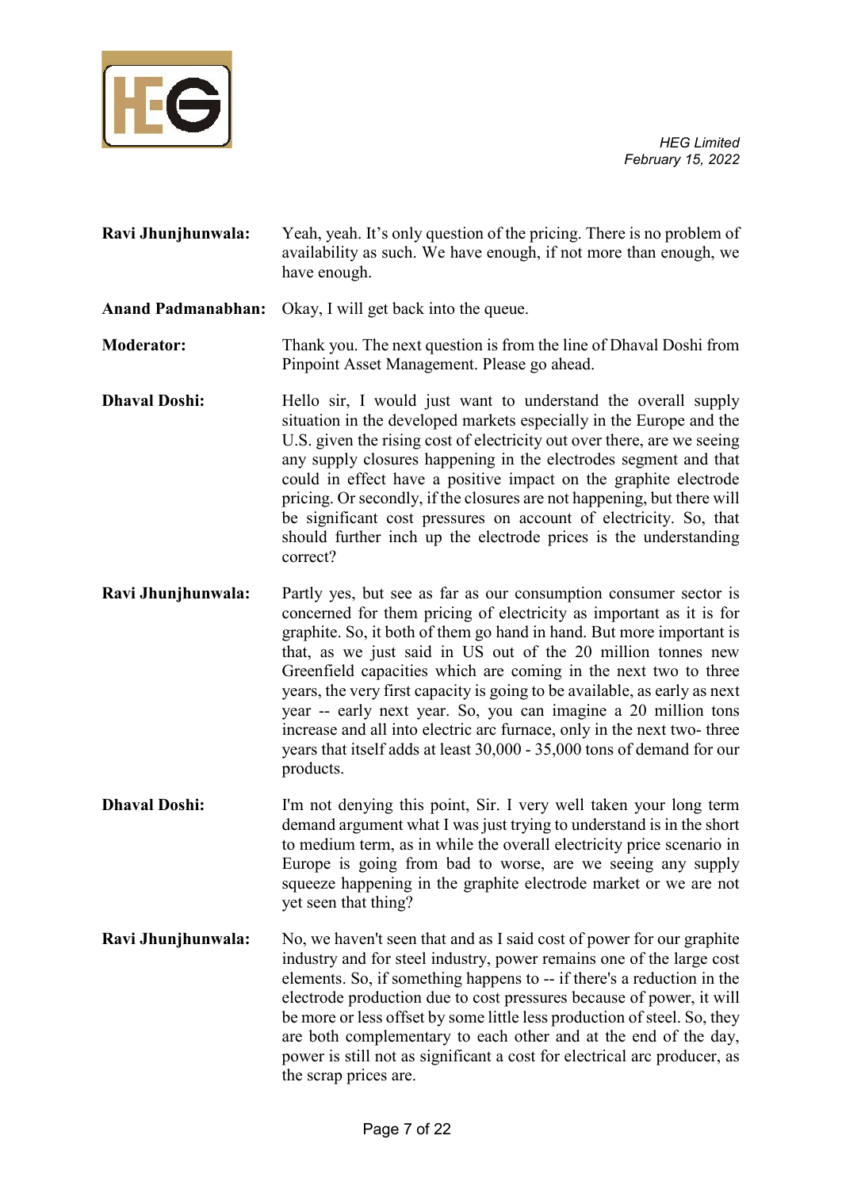**Ravi Jhunjhunwala:** Yeah, yeah. It's only question of the pricing. There is no problem of availability as such. We have enough, if not more than enough, we have enough.

**Anand Padmanabhan:** Okay, I will get back into the queue.

**Moderator:** Thank you. The next question is from the line of Dhaval Doshi from Pinpoint Asset Management. Please go ahead.

**Dhaval Doshi:** Hello sir, I would just want to understand the overall supply situation in the developed markets especially in the Europe and the U.S. given the rising cost of electricity out over there, are we seeing any supply closures happening in the electrodes segment and that could in effect have a positive impact on the graphite electrode pricing. Or secondly, if the closures are not happening, but there will be significant cost pressures on account of electricity. So, that should further inch up the electrode prices is the understanding correct?

**Ravi Jhunjhunwala:** Partly yes, but see as far as our consumption consumer sector is concerned for them pricing of electricity as important as it is for graphite. So, it both of them go hand in hand. But more important is that, as we just said in US out of the 20 million tonnes new Greenfield capacities which are coming in the next two to three years, the very first capacity is going to be available, as early as next year -- early next year. So, you can imagine a 20 million tons increase and all into electric arc furnace, only in the next two- three years that itself adds at least 30,000 - 35,000 tons of demand for our products.

**Dhaval Doshi:** I'm not denying this point, Sir. I very well taken your long term demand argument what I was just trying to understand is in the short to medium term, as in while the overall electricity price scenario in Europe is going from bad to worse, are we seeing any supply squeeze happening in the graphite electrode market or we are not yet seen that thing?

**Ravi Jhunjhunwala:** No, we haven't seen that and as I said cost of power for our graphite industry and for steel industry, power remains one of the large cost elements. So, if something happens to -- if there's a reduction in the electrode production due to cost pressures because of power, it will be more or less offset by some little less production of steel. So, they are both complementary to each other and at the end of the day, power is still not as significant a cost for electrical arc producer, as the scrap prices are.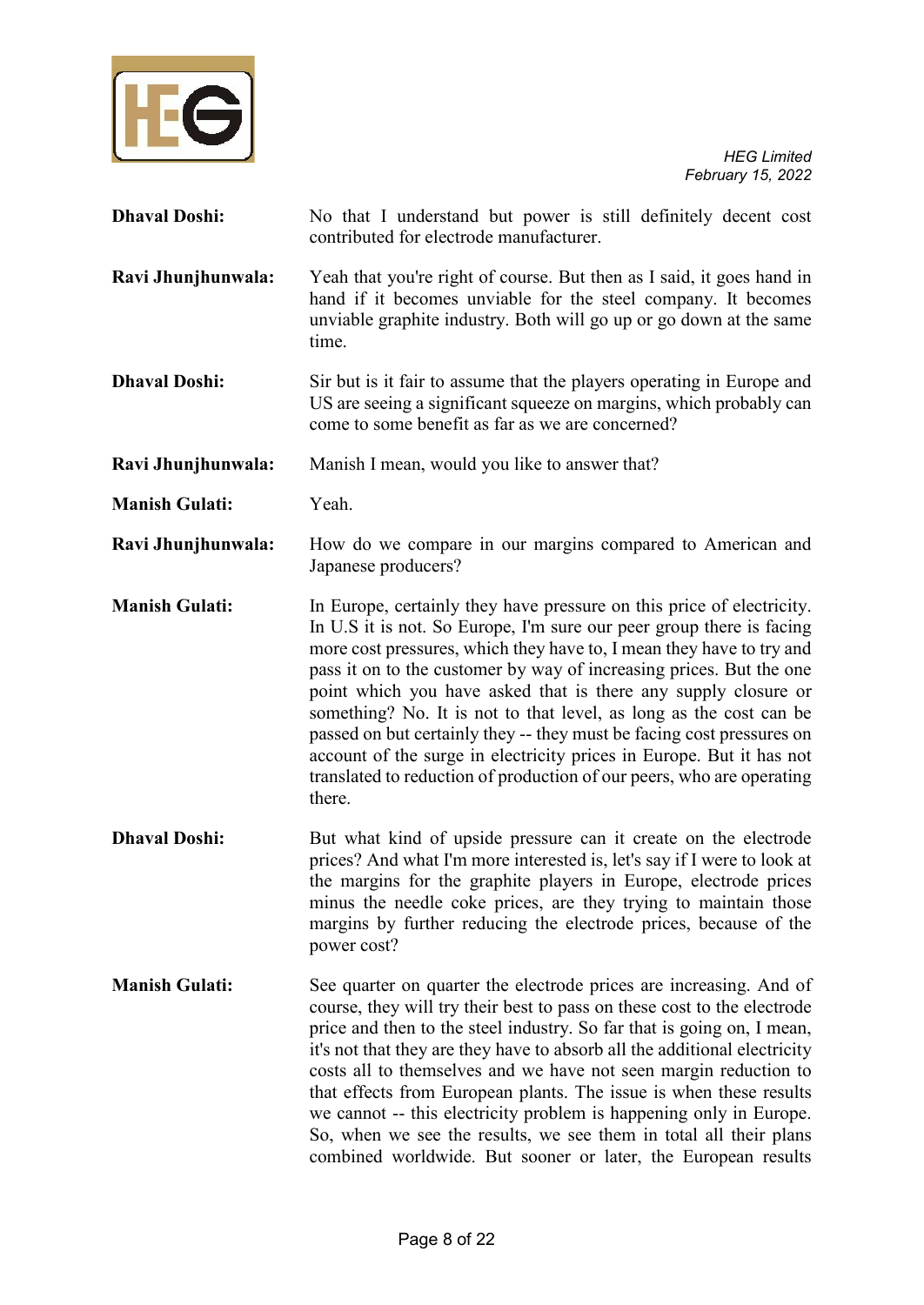**Dhaval Doshi:** No that I understand but power is still definitely decent cost contributed for electrode manufacturer.

**Ravi Jhunjhunwala:** Yeah that you're right of course. But then as I said, it goes hand in hand if it becomes unviable for the steel company. It becomes unviable graphite industry. Both will go up or go down at the same time.

**Dhaval Doshi:** Sir but is it fair to assume that the players operating in Europe and US are seeing a significant squeeze on margins, which probably can come to some benefit as far as we are concerned?

**Ravi Jhunjhunwala:** Manish I mean, would you like to answer that?

**Manish Gulati:** Yeah.

**Ravi Jhunjhunwala:** How do we compare in our margins compared to American and Japanese producers?

**Manish Gulati:** In Europe, certainly they have pressure on this price of electricity. In U.S it is not. So Europe, I'm sure our peer group there is facing more cost pressures, which they have to, I mean they have to try and pass it on to the customer by way of increasing prices. But the one point which you have asked that is there any supply closure or something? No. It is not to that level, as long as the cost can be passed on but certainly they -- they must be facing cost pressures on account of the surge in electricity prices in Europe. But it has not translated to reduction of production of our peers, who are operating there.

**Dhaval Doshi:** But what kind of upside pressure can it create on the electrode prices? And what I'm more interested is, let's say if I were to look at the margins for the graphite players in Europe, electrode prices minus the needle coke prices, are they trying to maintain those margins by further reducing the electrode prices, because of the power cost?

**Manish Gulati:** See quarter on quarter the electrode prices are increasing. And of course, they will try their best to pass on these cost to the electrode price and then to the steel industry. So far that is going on, I mean, it's not that they are they have to absorb all the additional electricity costs all to themselves and we have not seen margin reduction to that effects from European plants. The issue is when these results we cannot -- this electricity problem is happening only in Europe. So, when we see the results, we see them in total all their plans combined worldwide. But sooner or later, the European results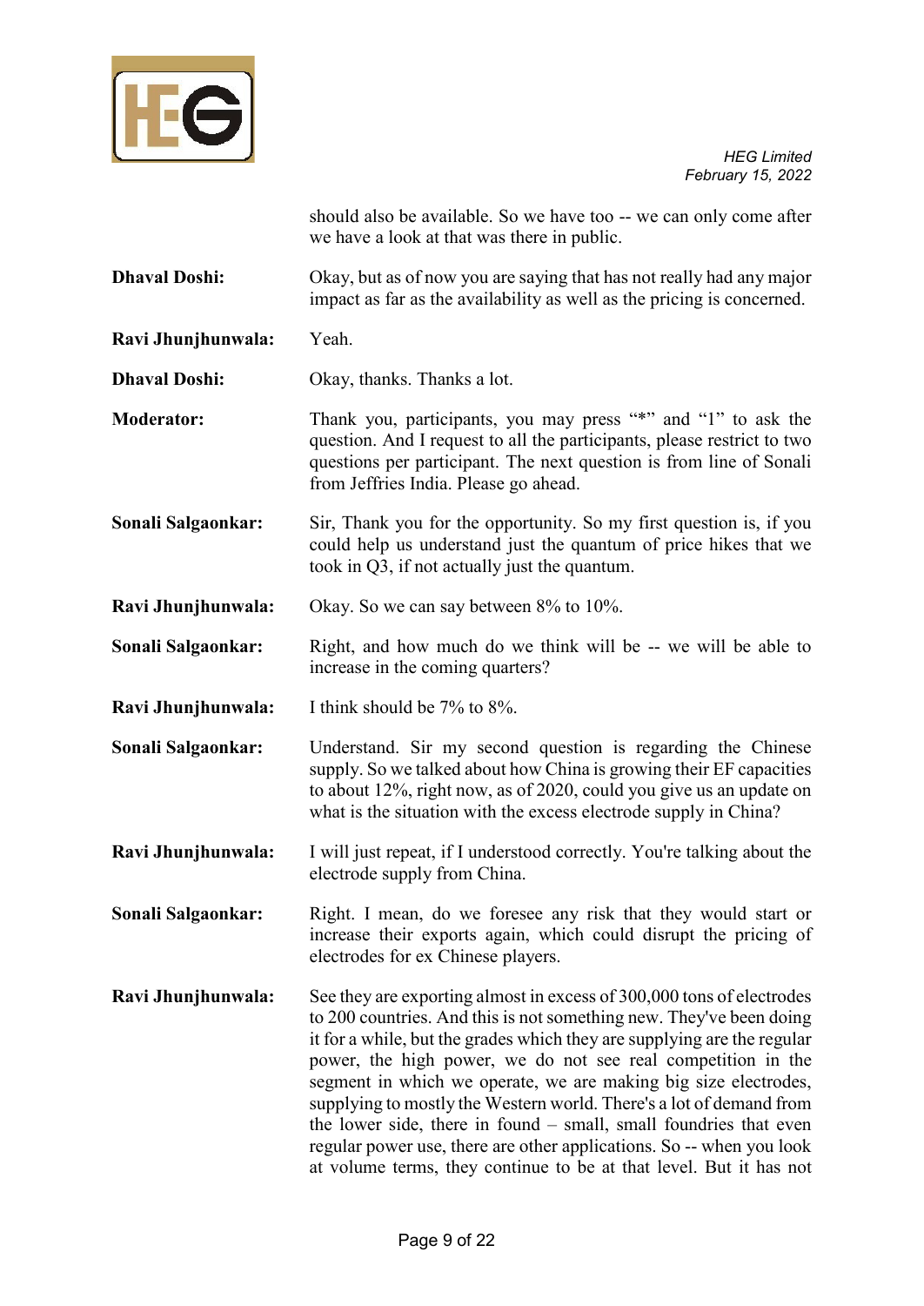should also be available. So we have too -- we can only come after we have a look at that was there in public.

**Dhaval Doshi:** Okay, but as of now you are saying that has not really had any major impact as far as the availability as well as the pricing is concerned.

**Ravi Jhunjhunwala:** Yeah.

**Dhaval Doshi:** Okay, thanks. Thanks a lot.

**Moderator:** Thank you, participants, you may press "*" and "1" to ask the question. And I request to all the participants, please restrict to two questions per participant. The next question is from line of Sonali from Jeffries India. Please go ahead.

**Sonali Salgaonkar:** Sir, Thank you for the opportunity. So my first question is, if you could help us understand just the quantum of price hikes that we took in Q3, if not actually just the quantum.

**Ravi Jhunjhunwala:** Okay. So we can say between 8% to 10%.

**Sonali Salgaonkar:** Right, and how much do we think will be -- we will be able to increase in the coming quarters?

**Ravi Jhunjhunwala:** I think should be 7% to 8%.

**Sonali Salgaonkar:** Understand. Sir my second question is regarding the Chinese supply. So we talked about how China is growing their EF capacities to about 12%, right now, as of 2020, could you give us an update on what is the situation with the excess electrode supply in China?

**Ravi Jhunjhunwala:** I will just repeat, if I understood correctly. You're talking about the electrode supply from China.

**Sonali Salgaonkar:** Right. I mean, do we foresee any risk that they would start or increase their exports again, which could disrupt the pricing of electrodes for ex Chinese players.

**Ravi Jhunjhunwala:** See they are exporting almost in excess of 300,000 tons of electrodes to 200 countries. And this is not something new. They've been doing it for a while, but the grades which they are supplying are the regular power, the high power, we do not see real competition in the segment in which we operate, we are making big size electrodes, supplying to mostly the Western world. There's a lot of demand from the lower side, there in found – small, small foundries that even regular power use, there are other applications. So -- when you look at volume terms, they continue to be at that level. But it has not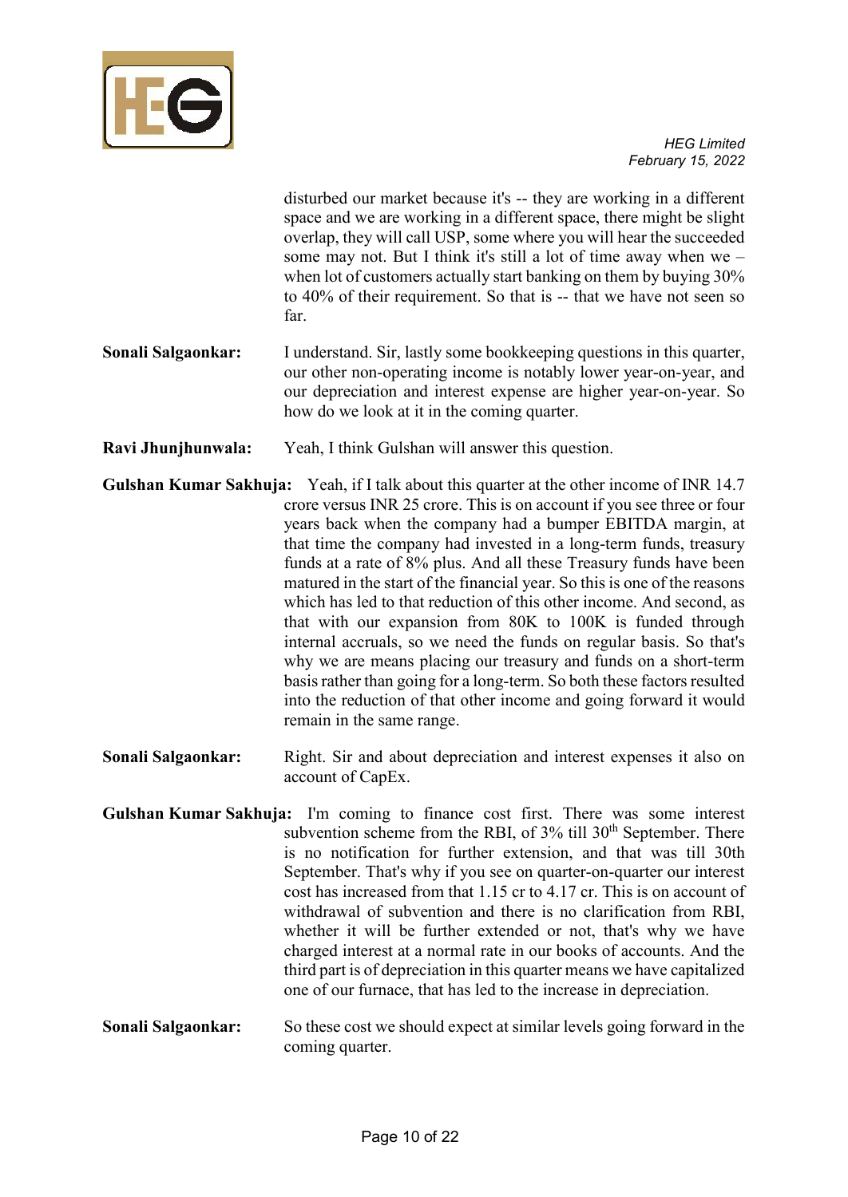disturbed our market because it's -- they are working in a different space and we are working in a different space, there might be slight overlap, they will call USP, some where you will hear the succeeded some may not. But I think it's still a lot of time away when we – when lot of customers actually start banking on them by buying 30% to 40% of their requirement. So that is -- that we have not seen so far.

**Sonali Salgaonkar:** I understand. Sir, lastly some bookkeeping questions in this quarter, our other non-operating income is notably lower year-on-year, and our depreciation and interest expense are higher year-on-year. So how do we look at it in the coming quarter.

**Ravi Jhunjhunwala:** Yeah, I think Gulshan will answer this question.

**Gulshan Kumar Sakhuja:** Yeah, if I talk about this quarter at the other income of INR 14.7 crore versus INR 25 crore. This is on account if you see three or four years back when the company had a bumper EBITDA margin, at that time the company had invested in a long-term funds, treasury funds at a rate of 8% plus. And all these Treasury funds have been matured in the start of the financial year. So this is one of the reasons which has led to that reduction of this other income. And second, as that with our expansion from 80K to 100K is funded through internal accruals, so we need the funds on regular basis. So that's why we are means placing our treasury and funds on a short-term basis rather than going for a long-term. So both these factors resulted into the reduction of that other income and going forward it would remain in the same range.

**Sonali Salgaonkar:** Right. Sir and about depreciation and interest expenses it also on account of CapEx.

**Gulshan Kumar Sakhuja:** I'm coming to finance cost first. There was some interest subvention scheme from the RBI, of 3% till 30th September. There is no notification for further extension, and that was till 30th September. That's why if you see on quarter-on-quarter our interest cost has increased from that 1.15 cr to 4.17 cr. This is on account of withdrawal of subvention and there is no clarification from RBI, whether it will be further extended or not, that's why we have charged interest at a normal rate in our books of accounts. And the third part is of depreciation in this quarter means we have capitalized one of our furnace, that has led to the increase in depreciation.

**Sonali Salgaonkar:** So these cost we should expect at similar levels going forward in the coming quarter.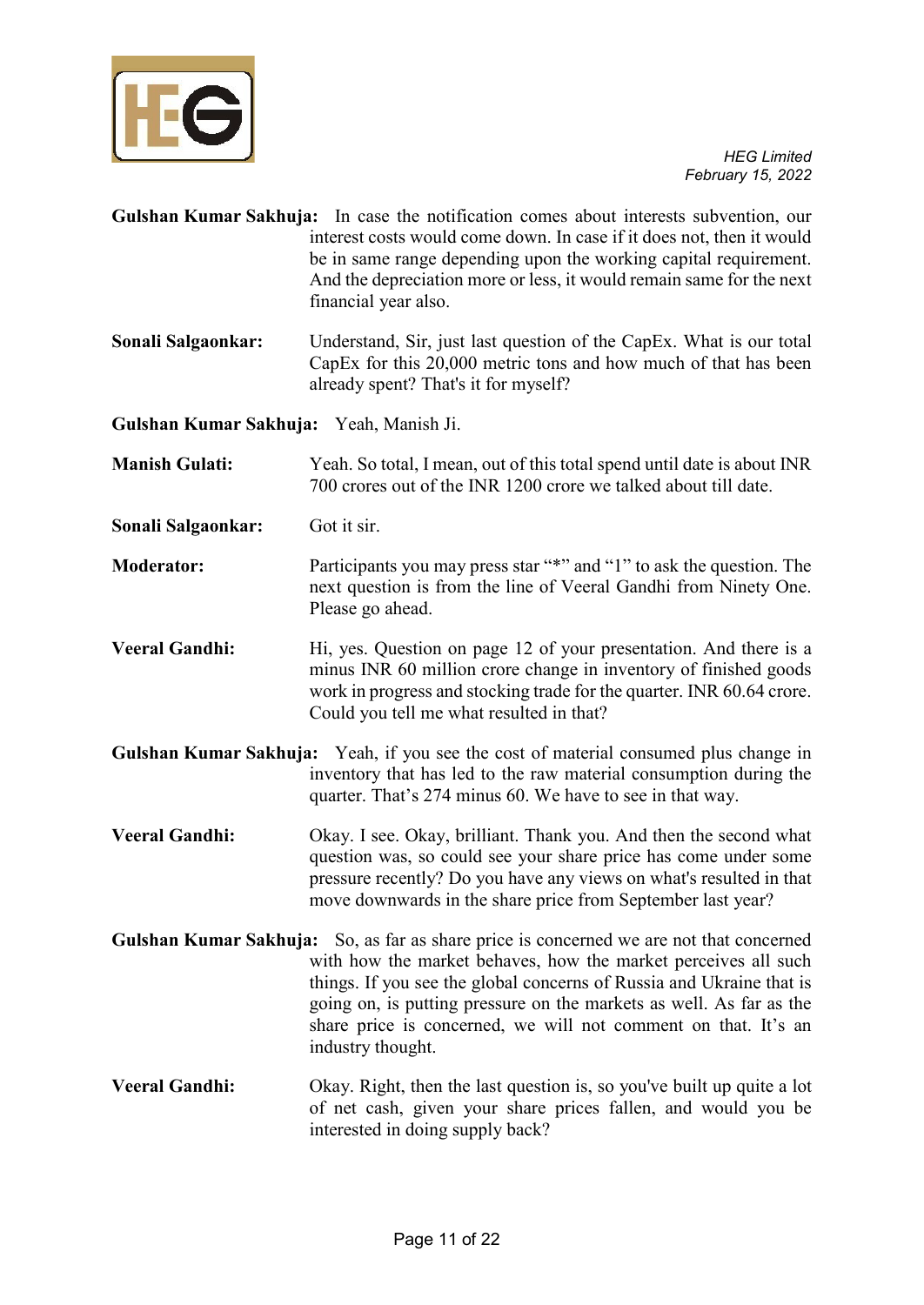**Gulshan Kumar Sakhuja:** In case the notification comes about interests subvention, our interest costs would come down. In case if it does not, then it would be in same range depending upon the working capital requirement. And the depreciation more or less, it would remain same for the next financial year also.

**Sonali Salgaonkar:** Understand, Sir, just last question of the CapEx. What is our total CapEx for this 20,000 metric tons and how much of that has been already spent? That's it for myself?

**Gulshan Kumar Sakhuja:** Yeah, Manish Ji.

**Manish Gulati:** Yeah. So total, I mean, out of this total spend until date is about INR 700 crores out of the INR 1200 crore we talked about till date.

**Sonali Salgaonkar:** Got it sir.

**Moderator:** Participants you may press star "*" and "1" to ask the question. The next question is from the line of Veeral Gandhi from Ninety One. Please go ahead.

**Veeral Gandhi:** Hi, yes. Question on page 12 of your presentation. And there is a minus INR 60 million crore change in inventory of finished goods work in progress and stocking trade for the quarter. INR 60.64 crore. Could you tell me what resulted in that?

**Gulshan Kumar Sakhuja:** Yeah, if you see the cost of material consumed plus change in inventory that has led to the raw material consumption during the quarter. That's 274 minus 60. We have to see in that way.

**Veeral Gandhi:** Okay. I see. Okay, brilliant. Thank you. And then the second what question was, so could see your share price has come under some pressure recently? Do you have any views on what's resulted in that move downwards in the share price from September last year?

**Gulshan Kumar Sakhuja:** So, as far as share price is concerned we are not that concerned with how the market behaves, how the market perceives all such things. If you see the global concerns of Russia and Ukraine that is going on, is putting pressure on the markets as well. As far as the share price is concerned, we will not comment on that. It's an industry thought.

**Veeral Gandhi:** Okay. Right, then the last question is, so you've built up quite a lot of net cash, given your share prices fallen, and would you be interested in doing supply back?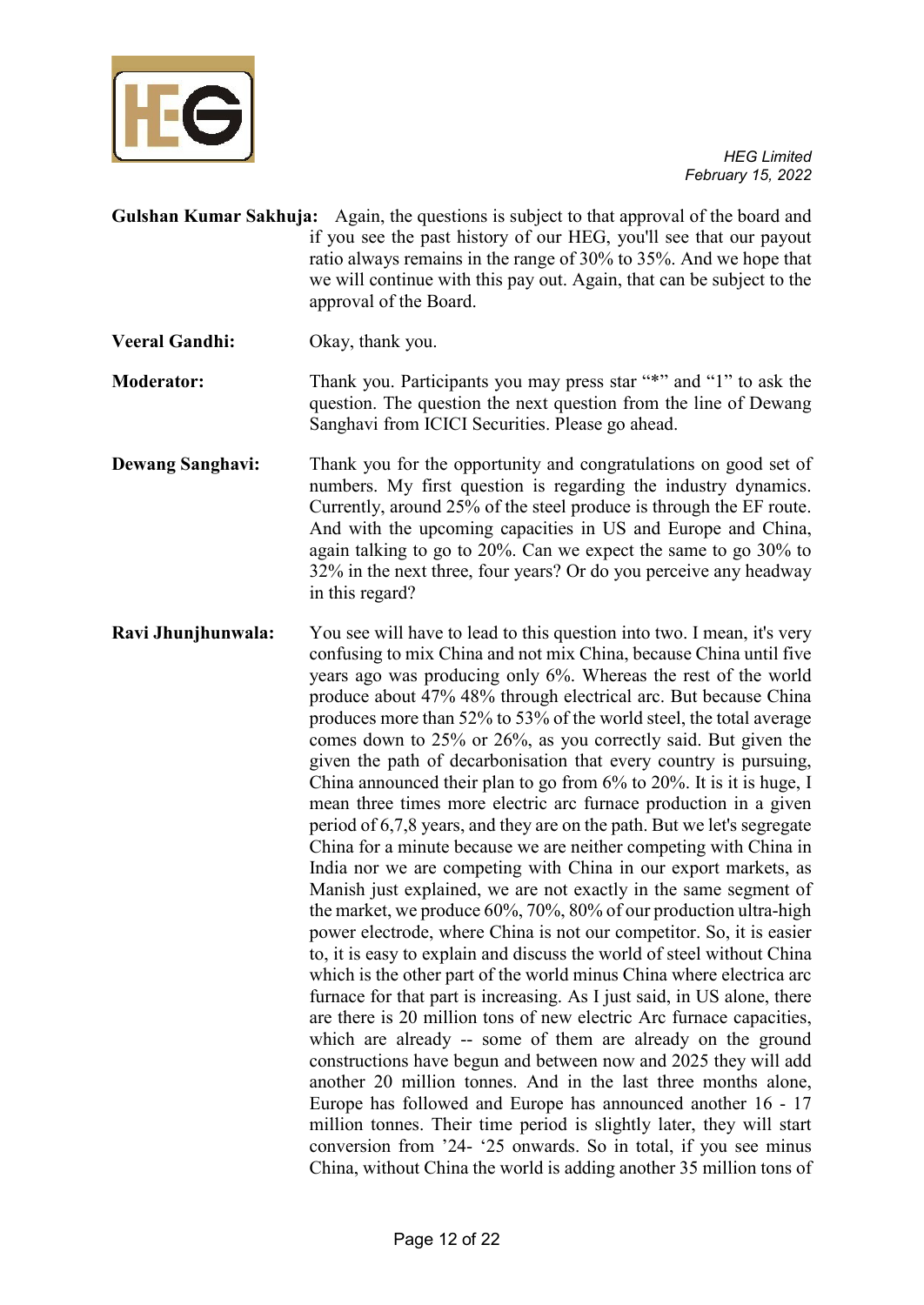**Gulshan Kumar Sakhuja:** Again, the questions is subject to that approval of the board and if you see the past history of our HEG, you'll see that our payout ratio always remains in the range of 30% to 35%. And we hope that we will continue with this pay out. Again, that can be subject to the approval of the Board.

**Veeral Gandhi:** Okay, thank you.

**Moderator:** Thank you. Participants you may press star "*" and "1" to ask the question. The question the next question from the line of Dewang Sanghavi from ICICI Securities. Please go ahead.

**Dewang Sanghavi:** Thank you for the opportunity and congratulations on good set of numbers. My first question is regarding the industry dynamics. Currently, around 25% of the steel produce is through the EF route. And with the upcoming capacities in US and Europe and China, again talking to go to 20%. Can we expect the same to go 30% to 32% in the next three, four years? Or do you perceive any headway in this regard?

**Ravi Jhunjhunwala:** You see will have to lead to this question into two. I mean, it's very confusing to mix China and not mix China, because China until five years ago was producing only 6%. Whereas the rest of the world produce about 47% 48% through electrical arc. But because China produces more than 52% to 53% of the world steel, the total average comes down to 25% or 26%, as you correctly said. But given the given the path of decarbonisation that every country is pursuing, China announced their plan to go from 6% to 20%. It is it is huge, I mean three times more electric arc furnace production in a given period of 6,7,8 years, and they are on the path. But we let's segregate China for a minute because we are neither competing with China in India nor we are competing with China in our export markets, as Manish just explained, we are not exactly in the same segment of the market, we produce 60%, 70%, 80% of our production ultra-high power electrode, where China is not our competitor. So, it is easier to, it is easy to explain and discuss the world of steel without China which is the other part of the world minus China where electrica arc furnace for that part is increasing. As I just said, in US alone, there are there is 20 million tons of new electric Arc furnace capacities, which are already -- some of them are already on the ground constructions have begun and between now and 2025 they will add another 20 million tonnes. And in the last three months alone, Europe has followed and Europe has announced another 16 - 17 million tonnes. Their time period is slightly later, they will start conversion from '24- '25 onwards. So in total, if you see minus China, without China the world is adding another 35 million tons of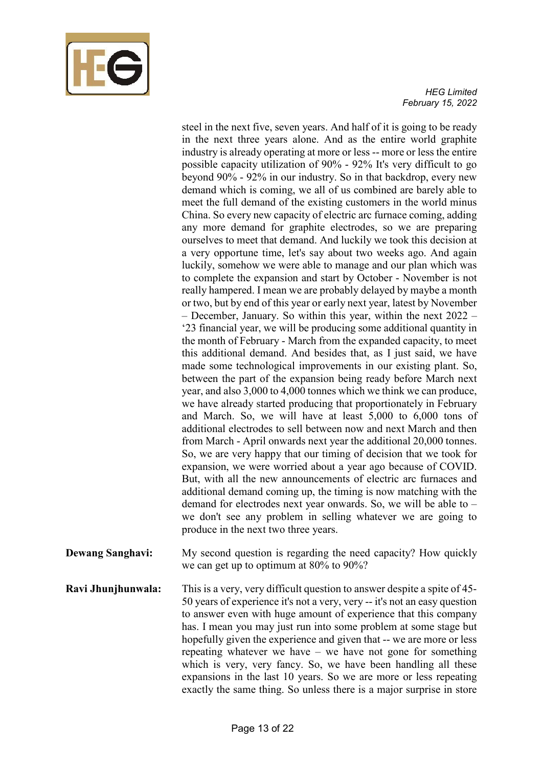steel in the next five, seven years. And half of it is going to be ready in the next three years alone. And as the entire world graphite industry is already operating at more or less -- more or less the entire possible capacity utilization of 90% - 92% It's very difficult to go beyond 90% - 92% in our industry. So in that backdrop, every new demand which is coming, we all of us combined are barely able to meet the full demand of the existing customers in the world minus China. So every new capacity of electric arc furnace coming, adding any more demand for graphite electrodes, so we are preparing ourselves to meet that demand. And luckily we took this decision at a very opportune time, let's say about two weeks ago. And again luckily, somehow we were able to manage and our plan which was to complete the expansion and start by October - November is not really hampered. I mean we are probably delayed by maybe a month or two, but by end of this year or early next year, latest by November – December, January. So within this year, within the next 2022 – '23 financial year, we will be producing some additional quantity in the month of February - March from the expanded capacity, to meet this additional demand. And besides that, as I just said, we have made some technological improvements in our existing plant. So, between the part of the expansion being ready before March next year, and also 3,000 to 4,000 tonnes which we think we can produce, we have already started producing that proportionately in February and March. So, we will have at least 5,000 to 6,000 tons of additional electrodes to sell between now and next March and then from March - April onwards next year the additional 20,000 tonnes. So, we are very happy that our timing of decision that we took for expansion, we were worried about a year ago because of COVID. But, with all the new announcements of electric arc furnaces and additional demand coming up, the timing is now matching with the demand for electrodes next year onwards. So, we will be able to – we don't see any problem in selling whatever we are going to produce in the next two three years.

**Dewang Sanghavi:** My second question is regarding the need capacity? How quickly we can get up to optimum at 80% to 90%?

**Ravi Jhunjhunwala:** This is a very, very difficult question to answer despite a spite of 45-50 years of experience it's not a very, very -- it's not an easy question to answer even with huge amount of experience that this company has. I mean you may just run into some problem at some stage but hopefully given the experience and given that -- we are more or less repeating whatever we have – we have not gone for something which is very, very fancy. So, we have been handling all these expansions in the last 10 years. So we are more or less repeating exactly the same thing. So unless there is a major surprise in store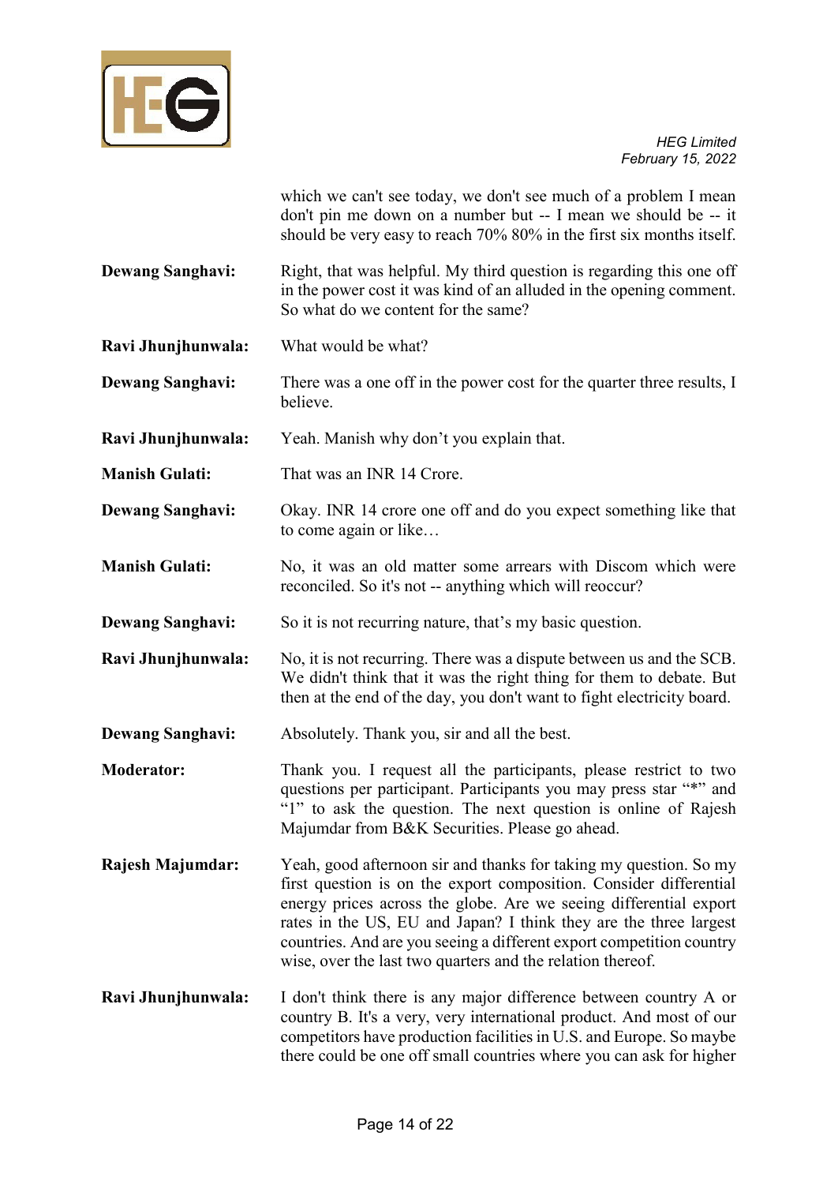which we can't see today, we don't see much of a problem I mean don't pin me down on a number but -- I mean we should be -- it should be very easy to reach 70% 80% in the first six months itself.

**Dewang Sanghavi:** Right, that was helpful. My third question is regarding this one off in the power cost it was kind of an alluded in the opening comment. So what do we content for the same?

**Ravi Jhunjhunwala:** What would be what?

**Dewang Sanghavi:** There was a one off in the power cost for the quarter three results, I believe.

**Ravi Jhunjhunwala:** Yeah. Manish why don't you explain that.

**Manish Gulati:** That was an INR 14 Crore.

**Dewang Sanghavi:** Okay. INR 14 crore one off and do you expect something like that to come again or like…

**Manish Gulati:** No, it was an old matter some arrears with Discom which were reconciled. So it's not -- anything which will reoccur?

**Dewang Sanghavi:** So it is not recurring nature, that's my basic question.

**Ravi Jhunjhunwala:** No, it is not recurring. There was a dispute between us and the SCB. We didn't think that it was the right thing for them to debate. But then at the end of the day, you don't want to fight electricity board.

**Dewang Sanghavi:** Absolutely. Thank you, sir and all the best.

**Moderator:** Thank you. I request all the participants, please restrict to two questions per participant. Participants you may press star "*" and "1" to ask the question. The next question is online of Rajesh Majumdar from B&K Securities. Please go ahead.

**Rajesh Majumdar:** Yeah, good afternoon sir and thanks for taking my question. So my first question is on the export composition. Consider differential energy prices across the globe. Are we seeing differential export rates in the US, EU and Japan? I think they are the three largest countries. And are you seeing a different export competition country wise, over the last two quarters and the relation thereof.

**Ravi Jhunjhunwala:** I don't think there is any major difference between country A or country B. It's a very, very international product. And most of our competitors have production facilities in U.S. and Europe. So maybe there could be one off small countries where you can ask for higher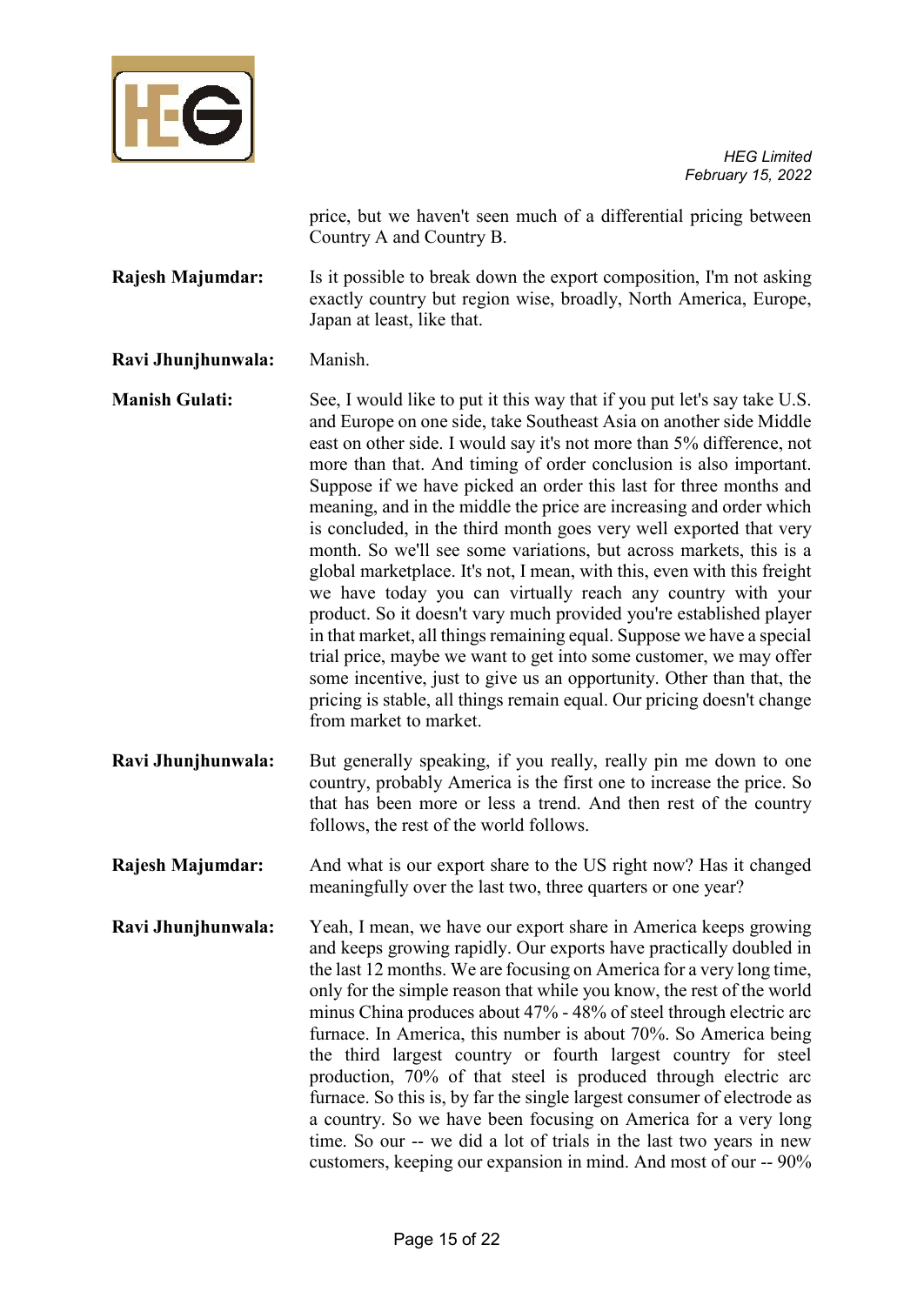price, but we haven't seen much of a differential pricing between Country A and Country B.

**Rajesh Majumdar:** Is it possible to break down the export composition, I'm not asking exactly country but region wise, broadly, North America, Europe, Japan at least, like that.

**Ravi Jhunjhunwala:** Manish.

**Manish Gulati:** See, I would like to put it this way that if you put let's say take U.S. and Europe on one side, take Southeast Asia on another side Middle east on other side. I would say it's not more than 5% difference, not more than that. And timing of order conclusion is also important. Suppose if we have picked an order this last for three months and meaning, and in the middle the price are increasing and order which is concluded, in the third month goes very well exported that very month. So we'll see some variations, but across markets, this is a global marketplace. It's not, I mean, with this, even with this freight we have today you can virtually reach any country with your product. So it doesn't vary much provided you're established player in that market, all things remaining equal. Suppose we have a special trial price, maybe we want to get into some customer, we may offer some incentive, just to give us an opportunity. Other than that, the pricing is stable, all things remain equal. Our pricing doesn't change from market to market.

**Ravi Jhunjhunwala:** But generally speaking, if you really, really pin me down to one country, probably America is the first one to increase the price. So that has been more or less a trend. And then rest of the country follows, the rest of the world follows.

**Rajesh Majumdar:** And what is our export share to the US right now? Has it changed meaningfully over the last two, three quarters or one year?

**Ravi Jhunjhunwala:** Yeah, I mean, we have our export share in America keeps growing and keeps growing rapidly. Our exports have practically doubled in the last 12 months. We are focusing on America for a very long time, only for the simple reason that while you know, the rest of the world minus China produces about 47% - 48% of steel through electric arc furnace. In America, this number is about 70%. So America being the third largest country or fourth largest country for steel production, 70% of that steel is produced through electric arc furnace. So this is, by far the single largest consumer of electrode as a country. So we have been focusing on America for a very long time. So our -- we did a lot of trials in the last two years in new customers, keeping our expansion in mind. And most of our -- 90%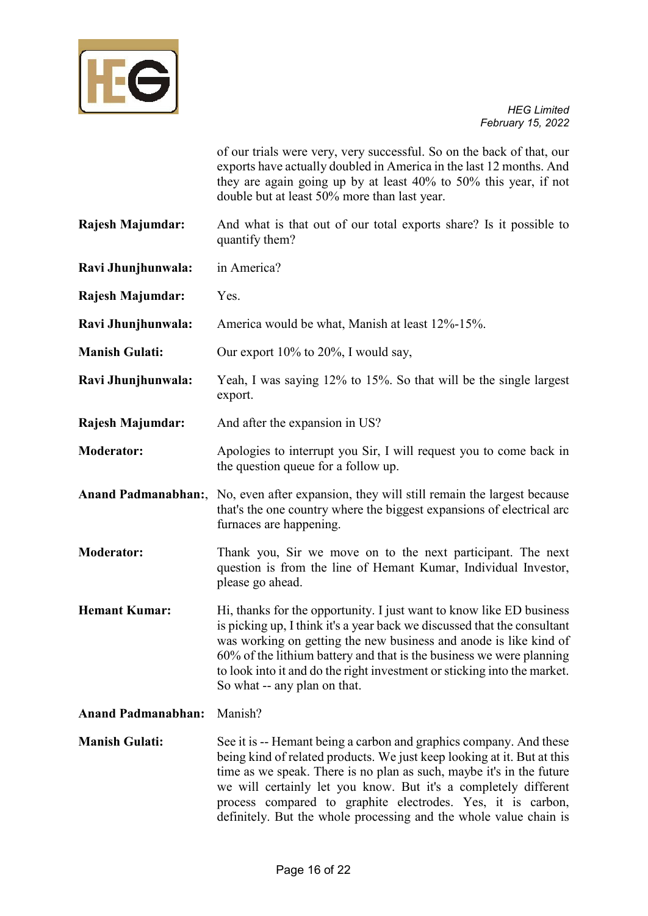of our trials were very, very successful. So on the back of that, our exports have actually doubled in America in the last 12 months. And they are again going up by at least 40% to 50% this year, if not double but at least 50% more than last year.

**Rajesh Majumdar:** And what is that out of our total exports share? Is it possible to quantify them?

**Ravi Jhunjhunwala:** in America?

**Rajesh Majumdar:** Yes.

**Ravi Jhunjhunwala:** America would be what, Manish at least 12%-15%.

**Manish Gulati:** Our export 10% to 20%, I would say,

**Ravi Jhunjhunwala:** Yeah, I was saying 12% to 15%. So that will be the single largest export.

**Rajesh Majumdar:** And after the expansion in US?

**Moderator:** Apologies to interrupt you Sir, I will request you to come back in the question queue for a follow up.

**Anand Padmanabhan:**, No, even after expansion, they will still remain the largest because that's the one country where the biggest expansions of electrical arc furnaces are happening.

**Moderator:** Thank you, Sir we move on to the next participant. The next question is from the line of Hemant Kumar, Individual Investor, please go ahead.

**Hemant Kumar:** Hi, thanks for the opportunity. I just want to know like ED business is picking up, I think it's a year back we discussed that the consultant was working on getting the new business and anode is like kind of 60% of the lithium battery and that is the business we were planning to look into it and do the right investment or sticking into the market. So what -- any plan on that.

**Anand Padmanabhan:** Manish?

**Manish Gulati:** See it is -- Hemant being a carbon and graphics company. And these being kind of related products. We just keep looking at it. But at this time as we speak. There is no plan as such, maybe it's in the future we will certainly let you know. But it's a completely different process compared to graphite electrodes. Yes, it is carbon, definitely. But the whole processing and the whole value chain is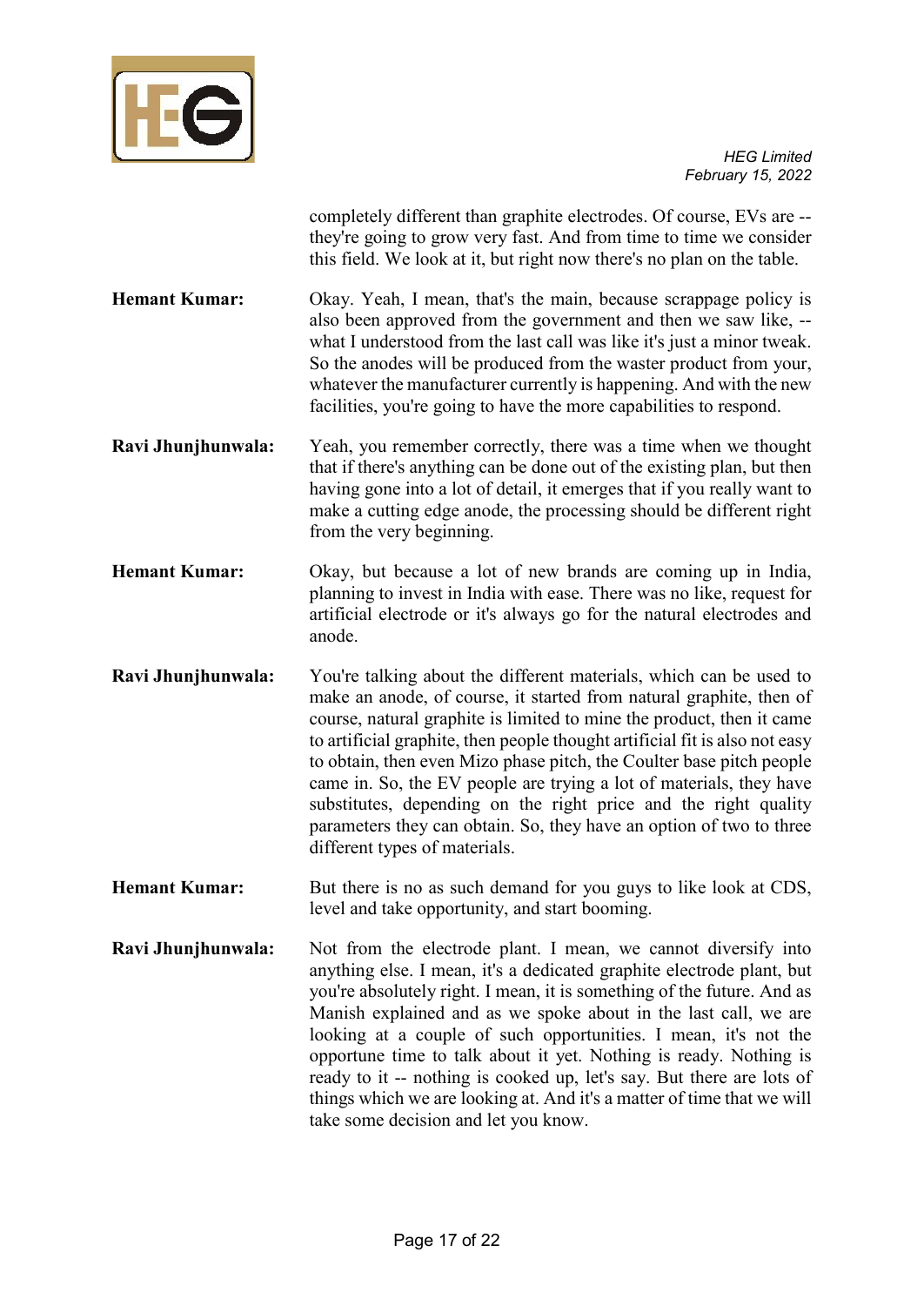completely different than graphite electrodes. Of course, EVs are -- they're going to grow very fast. And from time to time we consider this field. We look at it, but right now there's no plan on the table.

**Hemant Kumar:** Okay. Yeah, I mean, that's the main, because scrappage policy is also been approved from the government and then we saw like, -- what I understood from the last call was like it's just a minor tweak. So the anodes will be produced from the waster product from your, whatever the manufacturer currently is happening. And with the new facilities, you're going to have the more capabilities to respond.

**Ravi Jhunjhunwala:** Yeah, you remember correctly, there was a time when we thought that if there's anything can be done out of the existing plan, but then having gone into a lot of detail, it emerges that if you really want to make a cutting edge anode, the processing should be different right from the very beginning.

**Hemant Kumar:** Okay, but because a lot of new brands are coming up in India, planning to invest in India with ease. There was no like, request for artificial electrode or it's always go for the natural electrodes and anode.

**Ravi Jhunjhunwala:** You're talking about the different materials, which can be used to make an anode, of course, it started from natural graphite, then of course, natural graphite is limited to mine the product, then it came to artificial graphite, then people thought artificial fit is also not easy to obtain, then even Mizo phase pitch, the Coulter base pitch people came in. So, the EV people are trying a lot of materials, they have substitutes, depending on the right price and the right quality parameters they can obtain. So, they have an option of two to three different types of materials.

**Hemant Kumar:** But there is no as such demand for you guys to like look at CDS, level and take opportunity, and start booming.

**Ravi Jhunjhunwala:** Not from the electrode plant. I mean, we cannot diversify into anything else. I mean, it's a dedicated graphite electrode plant, but you're absolutely right. I mean, it is something of the future. And as Manish explained and as we spoke about in the last call, we are looking at a couple of such opportunities. I mean, it's not the opportune time to talk about it yet. Nothing is ready. Nothing is ready to it -- nothing is cooked up, let's say. But there are lots of things which we are looking at. And it's a matter of time that we will take some decision and let you know.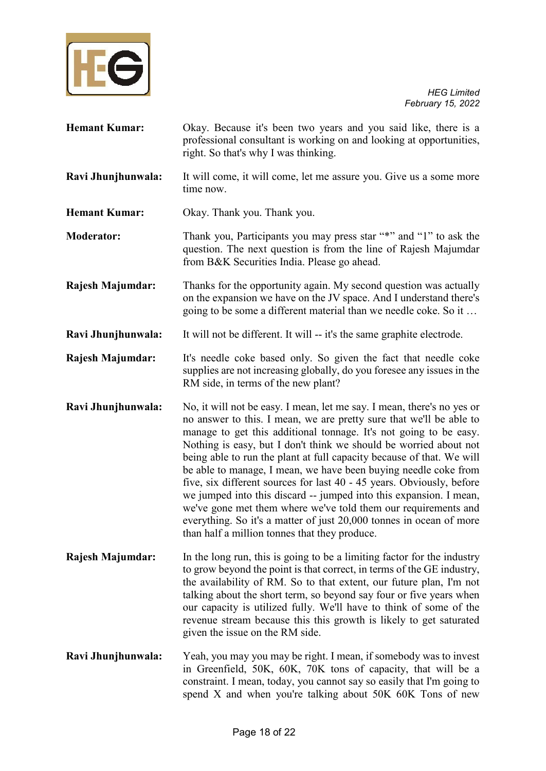**Hemant Kumar:** Okay. Because it's been two years and you said like, there is a professional consultant is working on and looking at opportunities, right. So that's why I was thinking.

**Ravi Jhunjhunwala:** It will come, it will come, let me assure you. Give us a some more time now.

**Hemant Kumar:** Okay. Thank you. Thank you.

**Moderator:** Thank you, Participants you may press star "*" and "1" to ask the question. The next question is from the line of Rajesh Majumdar from B&K Securities India. Please go ahead.

**Rajesh Majumdar:** Thanks for the opportunity again. My second question was actually on the expansion we have on the JV space. And I understand there's going to be some a different material than we needle coke. So it …

**Ravi Jhunjhunwala:** It will not be different. It will -- it's the same graphite electrode.

**Rajesh Majumdar:** It's needle coke based only. So given the fact that needle coke supplies are not increasing globally, do you foresee any issues in the RM side, in terms of the new plant?

**Ravi Jhunjhunwala:** No, it will not be easy. I mean, let me say. I mean, there's no yes or no answer to this. I mean, we are pretty sure that we'll be able to manage to get this additional tonnage. It's not going to be easy. Nothing is easy, but I don't think we should be worried about not being able to run the plant at full capacity because of that. We will be able to manage, I mean, we have been buying needle coke from five, six different sources for last 40 - 45 years. Obviously, before we jumped into this discard -- jumped into this expansion. I mean, we've gone met them where we've told them our requirements and everything. So it's a matter of just 20,000 tonnes in ocean of more than half a million tonnes that they produce.

**Rajesh Majumdar:** In the long run, this is going to be a limiting factor for the industry to grow beyond the point is that correct, in terms of the GE industry, the availability of RM. So to that extent, our future plan, I'm not talking about the short term, so beyond say four or five years when our capacity is utilized fully. We'll have to think of some of the revenue stream because this this growth is likely to get saturated given the issue on the RM side.

**Ravi Jhunjhunwala:** Yeah, you may you may be right. I mean, if somebody was to invest in Greenfield, 50K, 60K, 70K tons of capacity, that will be a constraint. I mean, today, you cannot say so easily that I'm going to spend X and when you're talking about 50K 60K Tons of new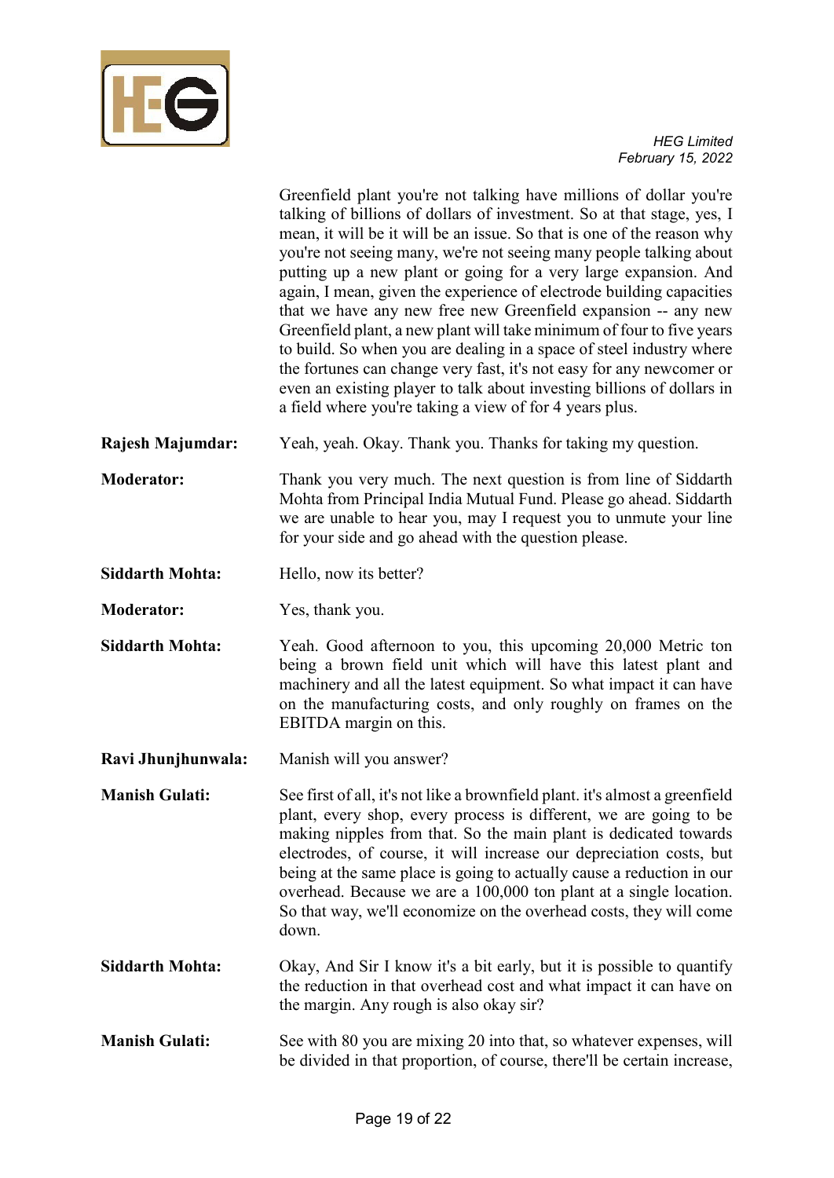Greenfield plant you're not talking have millions of dollar you're talking of billions of dollars of investment. So at that stage, yes, I mean, it will be it will be an issue. So that is one of the reason why you're not seeing many, we're not seeing many people talking about putting up a new plant or going for a very large expansion. And again, I mean, given the experience of electrode building capacities that we have any new free new Greenfield expansion -- any new Greenfield plant, a new plant will take minimum of four to five years to build. So when you are dealing in a space of steel industry where the fortunes can change very fast, it's not easy for any newcomer or even an existing player to talk about investing billions of dollars in a field where you're taking a view of for 4 years plus.

**Rajesh Majumdar:** Yeah, yeah. Okay. Thank you. Thanks for taking my question.

**Moderator:** Thank you very much. The next question is from line of Siddarth Mohta from Principal India Mutual Fund. Please go ahead. Siddarth we are unable to hear you, may I request you to unmute your line for your side and go ahead with the question please.

**Siddarth Mohta:** Hello, now its better?

**Moderator:** Yes, thank you.

**Siddarth Mohta:** Yeah. Good afternoon to you, this upcoming 20,000 Metric ton being a brown field unit which will have this latest plant and machinery and all the latest equipment. So what impact it can have on the manufacturing costs, and only roughly on frames on the EBITDA margin on this.

**Ravi Jhunjhunwala:** Manish will you answer?

**Manish Gulati:** See first of all, it's not like a brownfield plant. it's almost a greenfield plant, every shop, every process is different, we are going to be making nipples from that. So the main plant is dedicated towards electrodes, of course, it will increase our depreciation costs, but being at the same place is going to actually cause a reduction in our overhead. Because we are a 100,000 ton plant at a single location. So that way, we'll economize on the overhead costs, they will come down.

**Siddarth Mohta:** Okay, And Sir I know it's a bit early, but it is possible to quantify the reduction in that overhead cost and what impact it can have on the margin. Any rough is also okay sir?

**Manish Gulati:** See with 80 you are mixing 20 into that, so whatever expenses, will be divided in that proportion, of course, there'll be certain increase,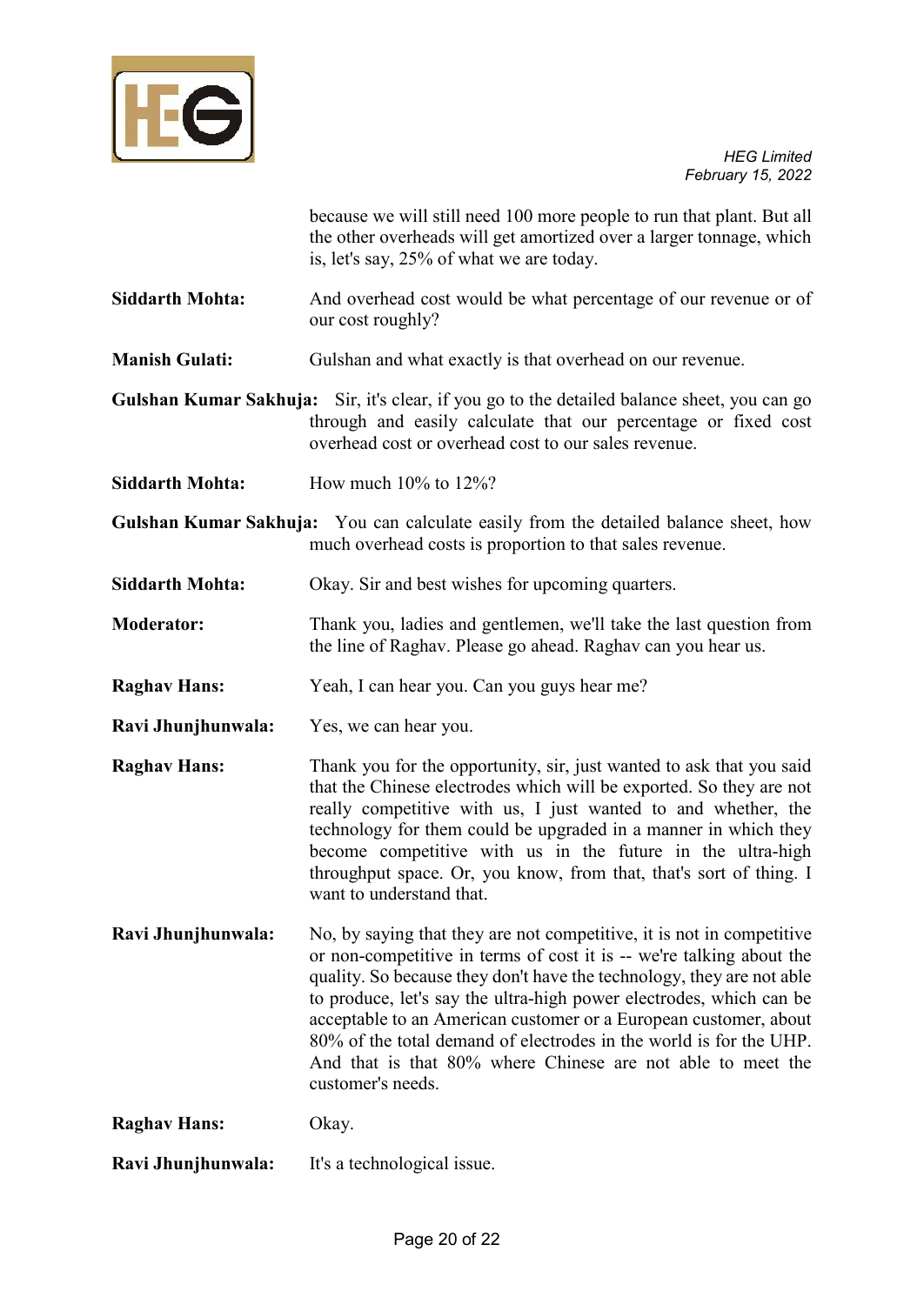because we will still need 100 more people to run that plant. But all the other overheads will get amortized over a larger tonnage, which is, let's say, 25% of what we are today.

**Siddarth Mohta:** And overhead cost would be what percentage of our revenue or of our cost roughly?

**Manish Gulati:** Gulshan and what exactly is that overhead on our revenue.

**Gulshan Kumar Sakhuja:** Sir, it's clear, if you go to the detailed balance sheet, you can go through and easily calculate that our percentage or fixed cost overhead cost or overhead cost to our sales revenue.

**Siddarth Mohta:** How much 10% to 12%?

**Gulshan Kumar Sakhuja:** You can calculate easily from the detailed balance sheet, how much overhead costs is proportion to that sales revenue.

**Siddarth Mohta:** Okay. Sir and best wishes for upcoming quarters.

**Moderator:** Thank you, ladies and gentlemen, we'll take the last question from the line of Raghav. Please go ahead. Raghav can you hear us.

**Raghav Hans:** Yeah, I can hear you. Can you guys hear me?

**Ravi Jhunjhunwala:** Yes, we can hear you.

**Raghav Hans:** Thank you for the opportunity, sir, just wanted to ask that you said that the Chinese electrodes which will be exported. So they are not really competitive with us, I just wanted to and whether, the technology for them could be upgraded in a manner in which they become competitive with us in the future in the ultra-high throughput space. Or, you know, from that, that's sort of thing. I want to understand that.

**Ravi Jhunjhunwala:** No, by saying that they are not competitive, it is not in competitive or non-competitive in terms of cost it is -- we're talking about the quality. So because they don't have the technology, they are not able to produce, let's say the ultra-high power electrodes, which can be acceptable to an American customer or a European customer, about 80% of the total demand of electrodes in the world is for the UHP. And that is that 80% where Chinese are not able to meet the customer's needs.

**Raghav Hans:** Okay.

**Ravi Jhunjhunwala:** It's a technological issue.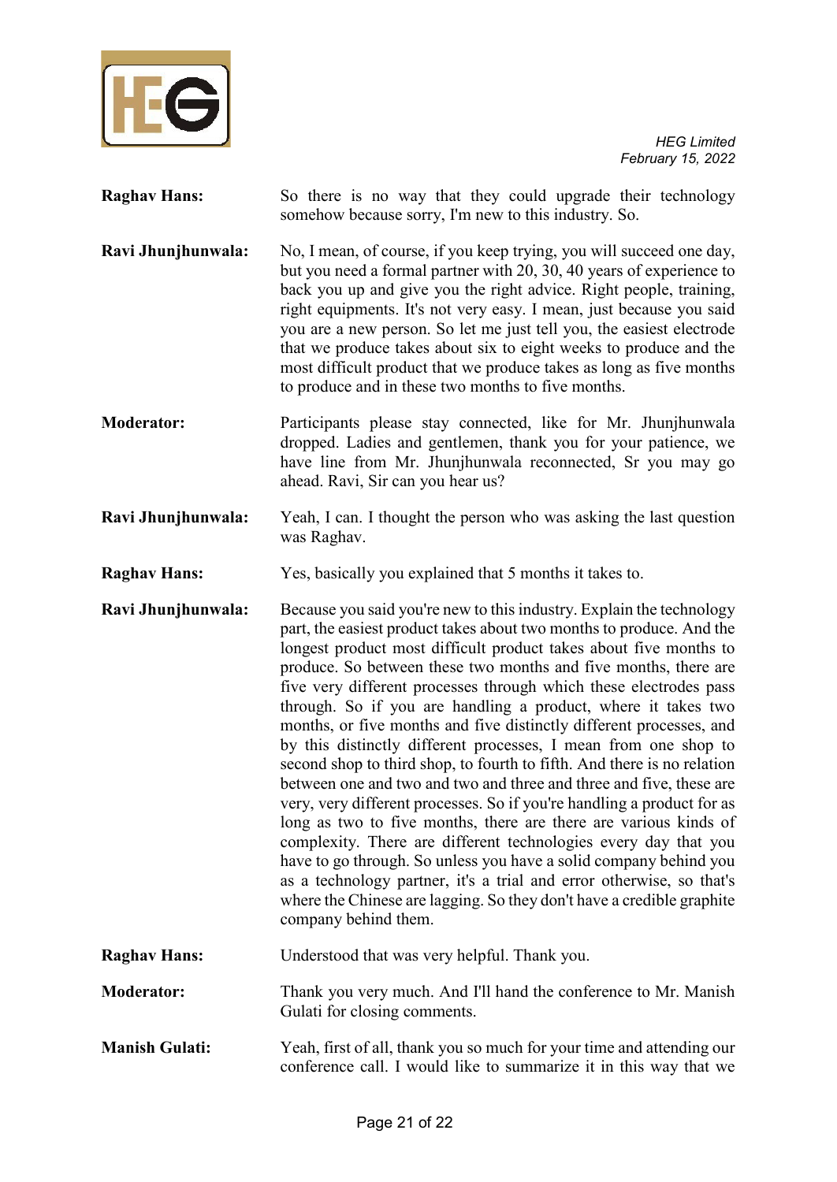**Raghav Hans:** So there is no way that they could upgrade their technology somehow because sorry, I'm new to this industry. So.

**Ravi Jhunjhunwala:** No, I mean, of course, if you keep trying, you will succeed one day, but you need a formal partner with 20, 30, 40 years of experience to back you up and give you the right advice. Right people, training, right equipments. It's not very easy. I mean, just because you said you are a new person. So let me just tell you, the easiest electrode that we produce takes about six to eight weeks to produce and the most difficult product that we produce takes as long as five months to produce and in these two months to five months.

**Moderator:** Participants please stay connected, like for Mr. Jhunjhunwala dropped. Ladies and gentlemen, thank you for your patience, we have line from Mr. Jhunjhunwala reconnected, Sr you may go ahead. Ravi, Sir can you hear us?

**Ravi Jhunjhunwala:** Yeah, I can. I thought the person who was asking the last question was Raghav.

**Raghav Hans:** Yes, basically you explained that 5 months it takes to.

**Ravi Jhunjhunwala:** Because you said you're new to this industry. Explain the technology part, the easiest product takes about two months to produce. And the longest product most difficult product takes about five months to produce. So between these two months and five months, there are five very different processes through which these electrodes pass through. So if you are handling a product, where it takes two months, or five months and five distinctly different processes, and by this distinctly different processes, I mean from one shop to second shop to third shop, to fourth to fifth. And there is no relation between one and two and two and three and three and five, these are very, very different processes. So if you're handling a product for as long as two to five months, there are there are various kinds of complexity. There are different technologies every day that you have to go through. So unless you have a solid company behind you as a technology partner, it's a trial and error otherwise, so that's where the Chinese are lagging. So they don't have a credible graphite company behind them.

**Raghav Hans:** Understood that was very helpful. Thank you.

**Moderator:** Thank you very much. And I'll hand the conference to Mr. Manish Gulati for closing comments.

**Manish Gulati:** Yeah, first of all, thank you so much for your time and attending our conference call. I would like to summarize it in this way that we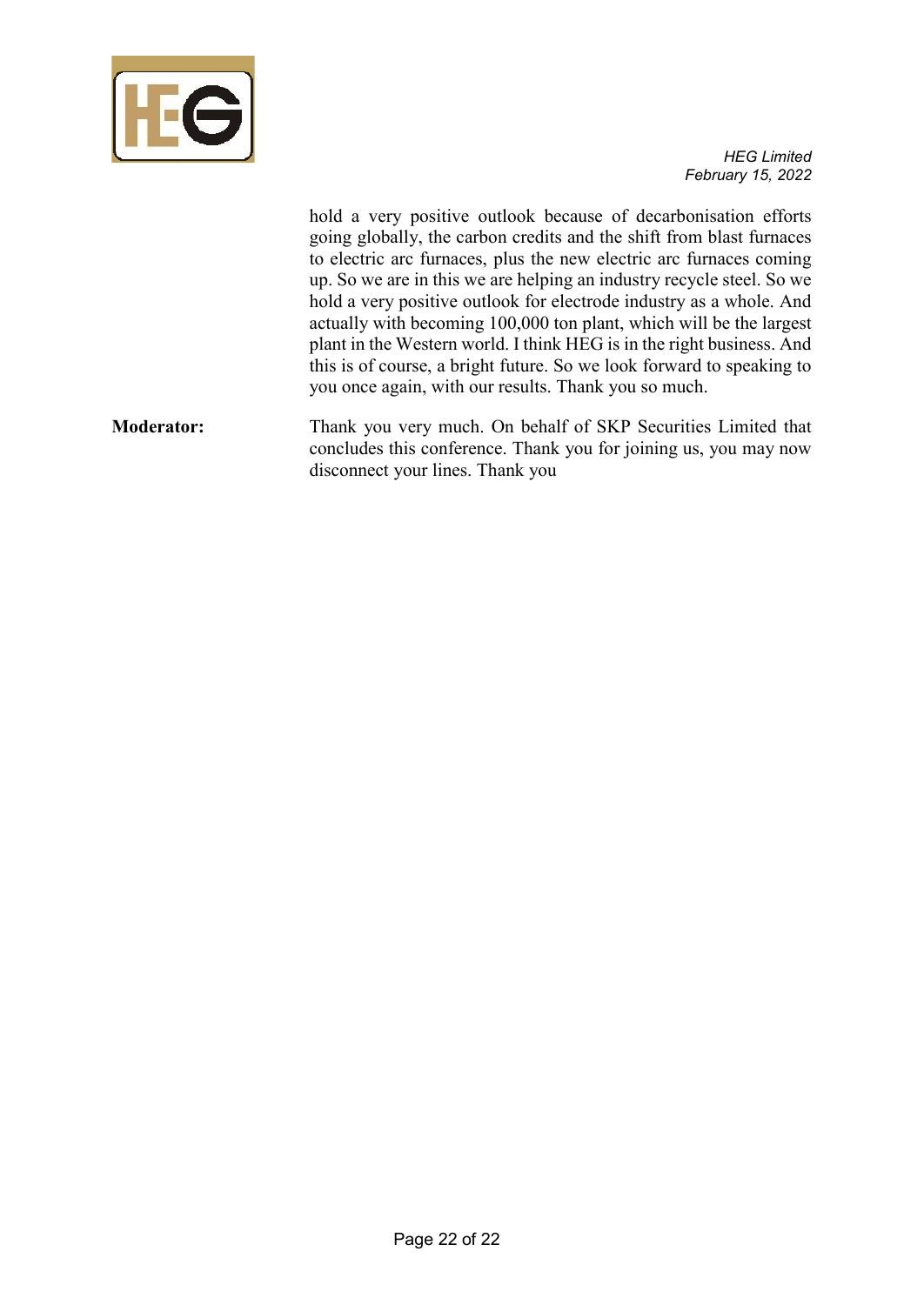hold a very positive outlook because of decarbonisation efforts going globally, the carbon credits and the shift from blast furnaces to electric arc furnaces, plus the new electric arc furnaces coming up. So we are in this we are helping an industry recycle steel. So we hold a very positive outlook for electrode industry as a whole. And actually with becoming 100,000 ton plant, which will be the largest plant in the Western world. I think HEG is in the right business. And this is of course, a bright future. So we look forward to speaking to you once again, with our results. Thank you so much.

**Moderator:** Thank you very much. On behalf of SKP Securities Limited that concludes this conference. Thank you for joining us, you may now disconnect your lines. Thank you